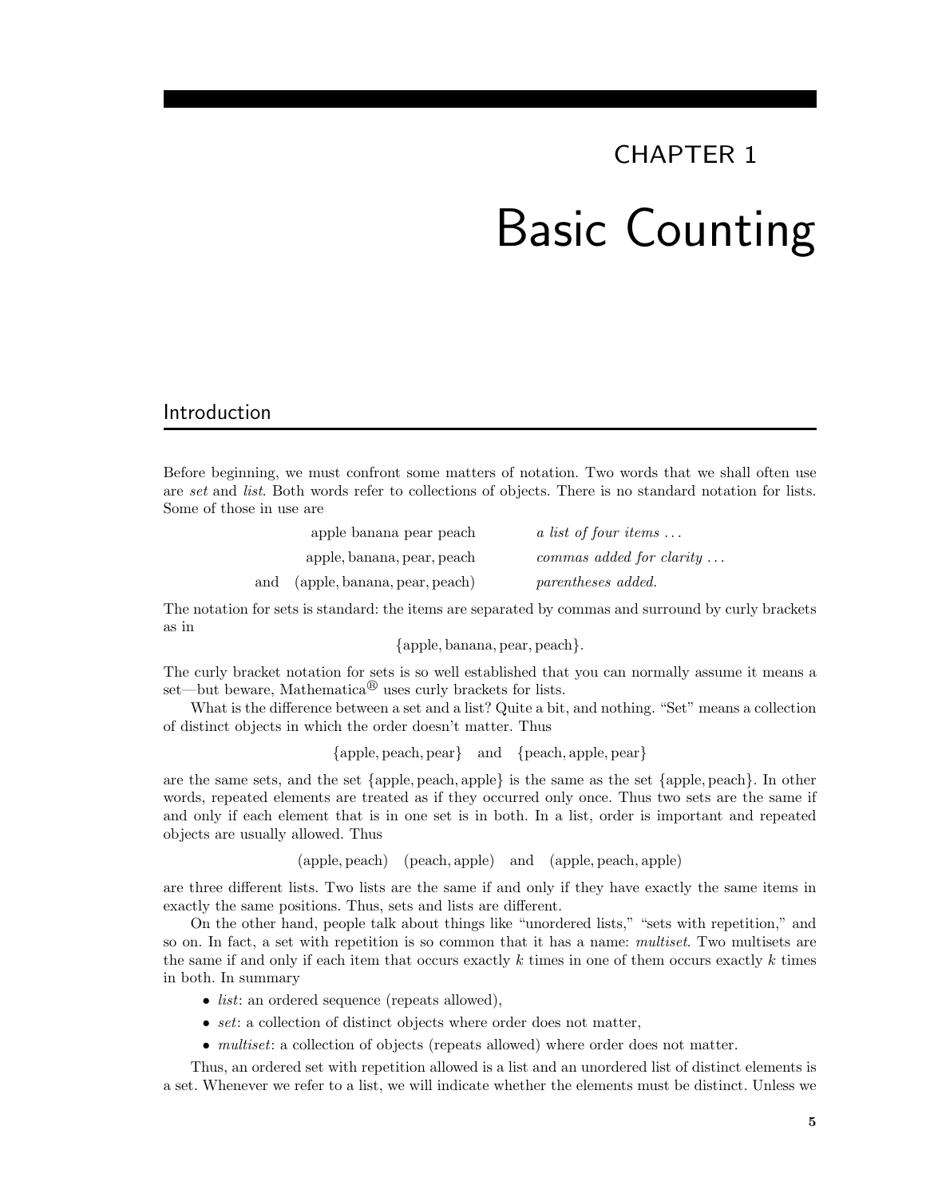# CHAPTER 1

# Basic Counting

## Introduction

Before beginning, we must confront some matters of notation. Two words that we shall often use are *set* and *list*. Both words refer to collections of objects. There is no standard notation for lists. Some of those in use are

| | | |
|---|---|---|
| | apple banana pear peach | *a list of four items ...* |
| | apple, banana, pear, peach | *commas added for clarity ...* |
| and | (apple, banana, pear, peach) | *parentheses added.* |

The notation for sets is standard: the items are separated by commas and surround by curly brackets as in

$$\{\text{apple}, \text{banana}, \text{pear}, \text{peach}\}.$$

The curly bracket notation for sets is so well established that you can normally assume it means a set—but beware, Mathematica® uses curly brackets for lists.

What is the difference between a set and a list? Quite a bit, and nothing. "Set" means a collection of distinct objects in which the order doesn't matter. Thus

$$\{\text{apple}, \text{peach}, \text{pear}\} \quad \text{and} \quad \{\text{peach}, \text{apple}, \text{pear}\}$$

are the same sets, and the set $\{\text{apple}, \text{peach}, \text{apple}\}$ is the same as the set $\{\text{apple}, \text{peach}\}$. In other words, repeated elements are treated as if they occurred only once. Thus two sets are the same if and only if each element that is in one set is in both. In a list, order is important and repeated objects are usually allowed. Thus

$$(\text{apple}, \text{peach}) \quad (\text{peach}, \text{apple}) \quad \text{and} \quad (\text{apple}, \text{peach}, \text{apple})$$

are three different lists. Two lists are the same if and only if they have exactly the same items in exactly the same positions. Thus, sets and lists are different.

On the other hand, people talk about things like "unordered lists," "sets with repetition," and so on. In fact, a set with repetition is so common that it has a name: *multiset*. Two multisets are the same if and only if each item that occurs exactly $k$ times in one of them occurs exactly $k$ times in both. In summary

- *list*: an ordered sequence (repeats allowed),
- *set*: a collection of distinct objects where order does not matter,
- *multiset*: a collection of objects (repeats allowed) where order does not matter.

Thus, an ordered set with repetition allowed is a list and an unordered list of distinct elements is a set. Whenever we refer to a list, we will indicate whether the elements must be distinct. Unless we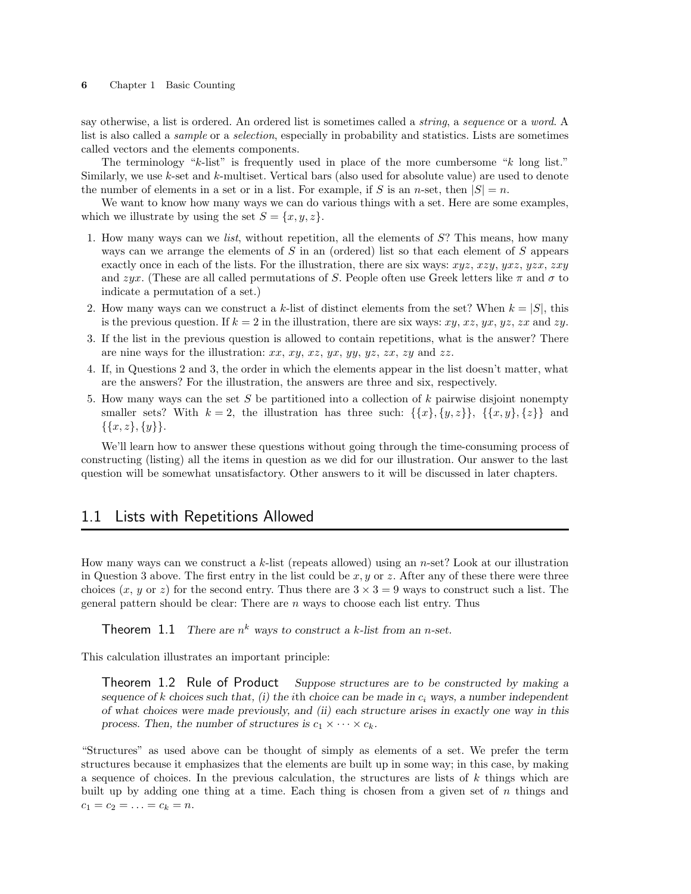say otherwise, a list is ordered. An ordered list is sometimes called a *string*, a *sequence* or a *word*. A list is also called a *sample* or a *selection*, especially in probability and statistics. Lists are sometimes called vectors and the elements components.

The terminology "$k$-list" is frequently used in place of the more cumbersome "$k$ long list." Similarly, we use $k$-set and $k$-multiset. Vertical bars (also used for absolute value) are used to denote the number of elements in a set or in a list. For example, if $S$ is an $n$-set, then $|S| = n$.

We want to know how many ways we can do various things with a set. Here are some examples, which we illustrate by using the set $S = \{x, y, z\}$.

1. How many ways can we *list*, without repetition, all the elements of $S$? This means, how many ways can we arrange the elements of $S$ in an (ordered) list so that each element of $S$ appears exactly once in each of the lists. For the illustration, there are six ways: $xyz$, $xzy$, $yxz$, $yzx$, $zxy$ and $zyx$. (These are all called permutations of $S$. People often use Greek letters like $\pi$ and $\sigma$ to indicate a permutation of a set.)
2. How many ways can we construct a $k$-list of distinct elements from the set? When $k = |S|$, this is the previous question. If $k = 2$ in the illustration, there are six ways: $xy$, $xz$, $yx$, $yz$, $zx$ and $zy$.
3. If the list in the previous question is allowed to contain repetitions, what is the answer? There are nine ways for the illustration: $xx$, $xy$, $xz$, $yx$, $yy$, $yz$, $zx$, $zy$ and $zz$.
4. If, in Questions 2 and 3, the order in which the elements appear in the list doesn't matter, what are the answers? For the illustration, the answers are three and six, respectively.
5. How many ways can the set $S$ be partitioned into a collection of $k$ pairwise disjoint nonempty smaller sets? With $k = 2$, the illustration has three such: $\{\{x\}, \{y, z\}\}$, $\{\{x, y\}, \{z\}\}$ and $\{\{x, z\}, \{y\}\}$.

We'll learn how to answer these questions without going through the time-consuming process of constructing (listing) all the items in question as we did for our illustration. Our answer to the last question will be somewhat unsatisfactory. Other answers to it will be discussed in later chapters.

## 1.1 Lists with Repetitions Allowed

How many ways can we construct a $k$-list (repeats allowed) using an $n$-set? Look at our illustration in Question 3 above. The first entry in the list could be $x, y$ or $z$. After any of these there were three choices ($x$, $y$ or $z$) for the second entry. Thus there are $3 \times 3 = 9$ ways to construct such a list. The general pattern should be clear: There are $n$ ways to choose each list entry. Thus

**Theorem 1.1** *There are $n^k$ ways to construct a $k$-list from an $n$-set.*

This calculation illustrates an important principle:

**Theorem 1.2 Rule of Product** *Suppose structures are to be constructed by making a sequence of $k$ choices such that, (i) the $i$th choice can be made in $c_i$ ways, a number independent of what choices were made previously, and (ii) each structure arises in exactly one way in this process. Then, the number of structures is $c_1 \times \cdots \times c_k$.*

"Structures" as used above can be thought of simply as elements of a set. We prefer the term structures because it emphasizes that the elements are built up in some way; in this case, by making a sequence of choices. In the previous calculation, the structures are lists of $k$ things which are built up by adding one thing at a time. Each thing is chosen from a given set of $n$ things and $c_1 = c_2 = \ldots = c_k = n$.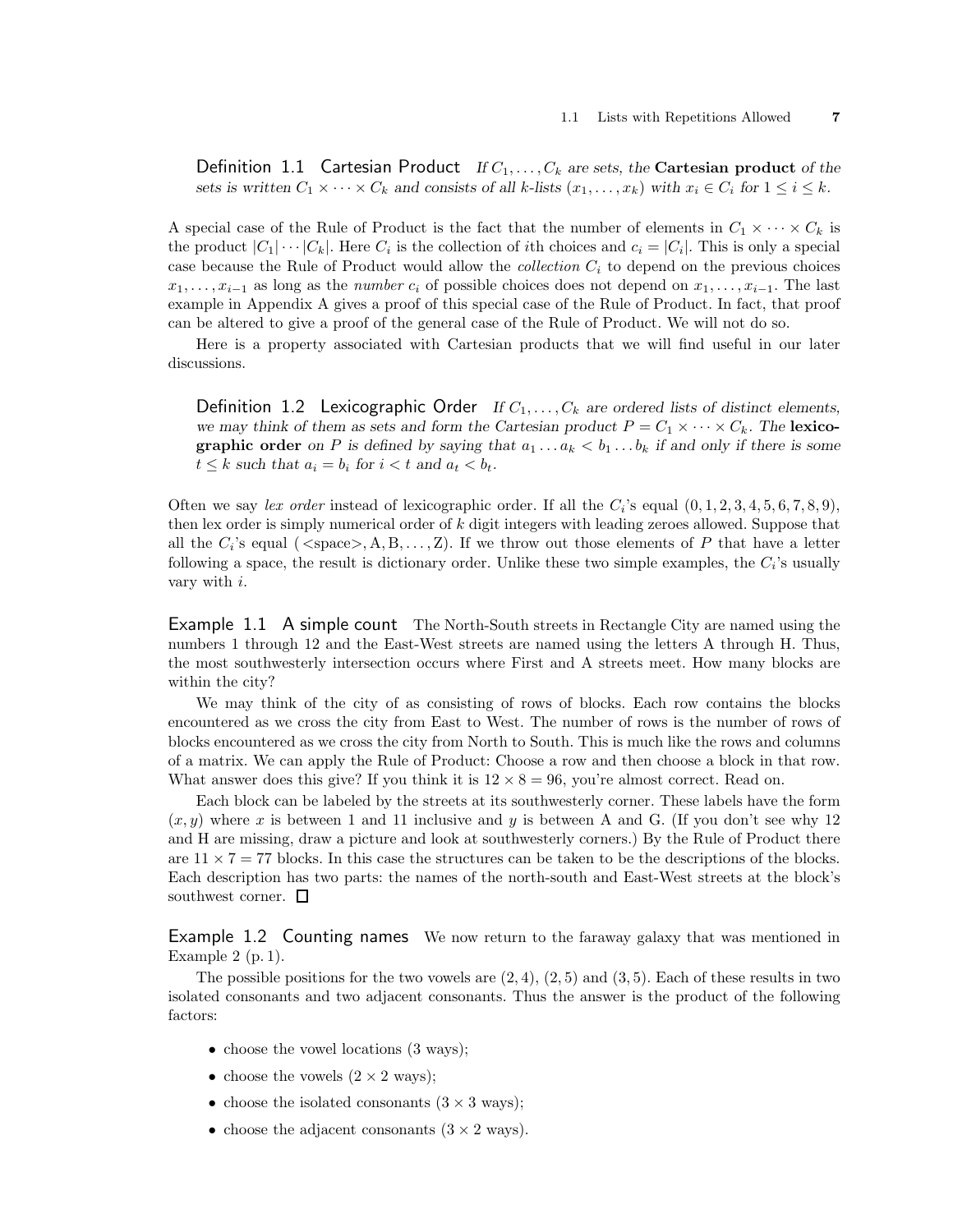**Definition 1.1 Cartesian Product** *If $C_1, \ldots, C_k$ are sets, the* **Cartesian product** *of the sets is written $C_1 \times \cdots \times C_k$ and consists of all $k$-lists $(x_1, \ldots, x_k)$ with $x_i \in C_i$ for $1 \le i \le k$.*

A special case of the Rule of Product is the fact that the number of elements in $C_1 \times \cdots \times C_k$ is the product $|C_1| \cdots |C_k|$. Here $C_i$ is the collection of $i$th choices and $c_i = |C_i|$. This is only a special case because the Rule of Product would allow the *collection* $C_i$ to depend on the previous choices $x_1, \ldots, x_{i-1}$ as long as the *number* $c_i$ of possible choices does not depend on $x_1, \ldots, x_{i-1}$. The last example in Appendix A gives a proof of this special case of the Rule of Product. In fact, that proof can be altered to give a proof of the general case of the Rule of Product. We will not do so.

Here is a property associated with Cartesian products that we will find useful in our later discussions.

**Definition 1.2 Lexicographic Order** *If $C_1, \ldots, C_k$ are ordered lists of distinct elements, we may think of them as sets and form the Cartesian product $P = C_1 \times \cdots \times C_k$. The* **lexicographic order** *on $P$ is defined by saying that $a_1 \ldots a_k < b_1 \ldots b_k$ if and only if there is some $t \le k$ such that $a_i = b_i$ for $i < t$ and $a_t < b_t$.*

Often we say *lex order* instead of lexicographic order. If all the $C_i$'s equal $(0, 1, 2, 3, 4, 5, 6, 7, 8, 9)$, then lex order is simply numerical order of $k$ digit integers with leading zeroes allowed. Suppose that all the $C_i$'s equal $(\text{<space>}, \text{A}, \text{B}, \ldots, \text{Z})$. If we throw out those elements of $P$ that have a letter following a space, the result is dictionary order. Unlike these two simple examples, the $C_i$'s usually vary with $i$.

**Example 1.1 A simple count** The North-South streets in Rectangle City are named using the numbers 1 through 12 and the East-West streets are named using the letters A through H. Thus, the most southwesterly intersection occurs where First and A streets meet. How many blocks are within the city?

We may think of the city of as consisting of rows of blocks. Each row contains the blocks encountered as we cross the city from East to West. The number of rows is the number of rows of blocks encountered as we cross the city from North to South. This is much like the rows and columns of a matrix. We can apply the Rule of Product: Choose a row and then choose a block in that row. What answer does this give? If you think it is $12 \times 8 = 96$, you're almost correct. Read on.

Each block can be labeled by the streets at its southwesterly corner. These labels have the form $(x, y)$ where $x$ is between 1 and 11 inclusive and $y$ is between A and G. (If you don't see why 12 and H are missing, draw a picture and look at southwesterly corners.) By the Rule of Product there are $11 \times 7 = 77$ blocks. In this case the structures can be taken to be the descriptions of the blocks. Each description has two parts: the names of the north-south and East-West streets at the block's southwest corner. □

**Example 1.2 Counting names** We now return to the faraway galaxy that was mentioned in Example 2 (p. 1).

The possible positions for the two vowels are $(2, 4)$, $(2, 5)$ and $(3, 5)$. Each of these results in two isolated consonants and two adjacent consonants. Thus the answer is the product of the following factors:

- choose the vowel locations (3 ways);
- choose the vowels ($2 \times 2$ ways);
- choose the isolated consonants ($3 \times 3$ ways);
- choose the adjacent consonants ($3 \times 2$ ways).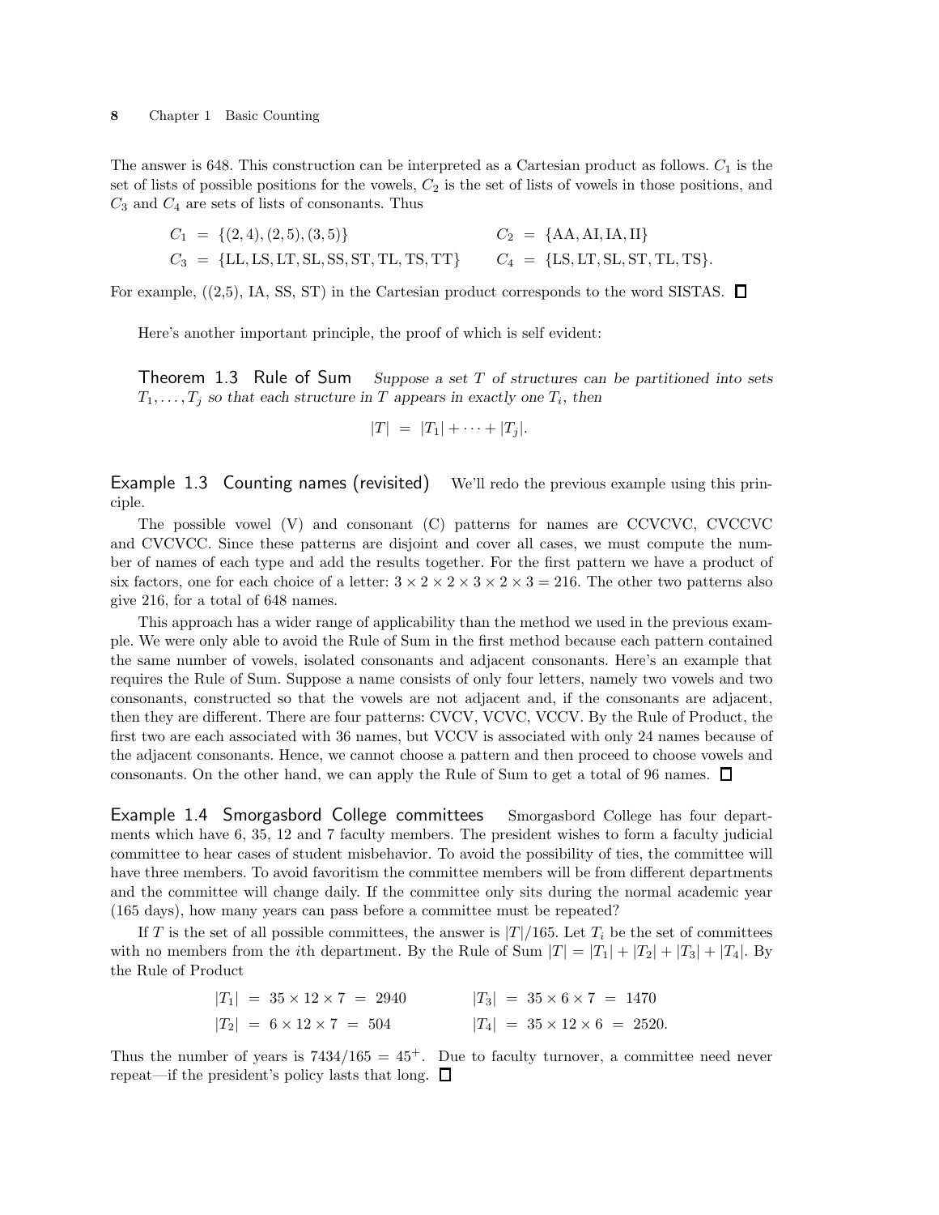The answer is 648. This construction can be interpreted as a Cartesian product as follows. $C_1$ is the set of lists of possible positions for the vowels, $C_2$ is the set of lists of vowels in those positions, and $C_3$ and $C_4$ are sets of lists of consonants. Thus

$$C_1 = \{(2,4),(2,5),(3,5)\} \qquad C_2 = \{\text{AA}, \text{AI}, \text{IA}, \text{II}\}$$

$$C_3 = \{\text{LL}, \text{LS}, \text{LT}, \text{SL}, \text{SS}, \text{ST}, \text{TL}, \text{TS}, \text{TT}\} \qquad C_4 = \{\text{LS}, \text{LT}, \text{SL}, \text{ST}, \text{TL}, \text{TS}\}.$$

For example, ((2,5), IA, SS, ST) in the Cartesian product corresponds to the word SISTAS. □

Here's another important principle, the proof of which is self evident:

**Theorem 1.3 Rule of Sum** *Suppose a set $T$ of structures can be partitioned into sets $T_1, \ldots, T_j$ so that each structure in $T$ appears in exactly one $T_i$, then*

$$|T| = |T_1| + \cdots + |T_j|.$$

**Example 1.3 Counting names (revisited)** We'll redo the previous example using this principle.

The possible vowel (V) and consonant (C) patterns for names are CCVCVC, CVCCVC and CVCVCC. Since these patterns are disjoint and cover all cases, we must compute the number of names of each type and add the results together. For the first pattern we have a product of six factors, one for each choice of a letter: $3 \times 2 \times 2 \times 3 \times 2 \times 3 = 216$. The other two patterns also give 216, for a total of 648 names.

This approach has a wider range of applicability than the method we used in the previous example. We were only able to avoid the Rule of Sum in the first method because each pattern contained the same number of vowels, isolated consonants and adjacent consonants. Here's an example that requires the Rule of Sum. Suppose a name consists of only four letters, namely two vowels and two consonants, constructed so that the vowels are not adjacent and, if the consonants are adjacent, then they are different. There are four patterns: CVCV, VCVC, VCCV. By the Rule of Product, the first two are each associated with 36 names, but VCCV is associated with only 24 names because of the adjacent consonants. Hence, we cannot choose a pattern and then proceed to choose vowels and consonants. On the other hand, we can apply the Rule of Sum to get a total of 96 names. □

**Example 1.4 Smorgasbord College committees** Smorgasbord College has four departments which have 6, 35, 12 and 7 faculty members. The president wishes to form a faculty judicial committee to hear cases of student misbehavior. To avoid the possibility of ties, the committee will have three members. To avoid favoritism the committee members will be from different departments and the committee will change daily. If the committee only sits during the normal academic year (165 days), how many years can pass before a committee must be repeated?

If $T$ is the set of all possible committees, the answer is $|T|/165$. Let $T_i$ be the set of committees with no members from the $i$th department. By the Rule of Sum $|T| = |T_1| + |T_2| + |T_3| + |T_4|$. By the Rule of Product

$$|T_1| = 35 \times 12 \times 7 = 2940 \qquad |T_3| = 35 \times 6 \times 7 = 1470$$

$$|T_2| = 6 \times 12 \times 7 = 504 \qquad |T_4| = 35 \times 12 \times 6 = 2520.$$

Thus the number of years is $7434/165 = 45^{+}$. Due to faculty turnover, a committee need never repeat—if the president's policy lasts that long. □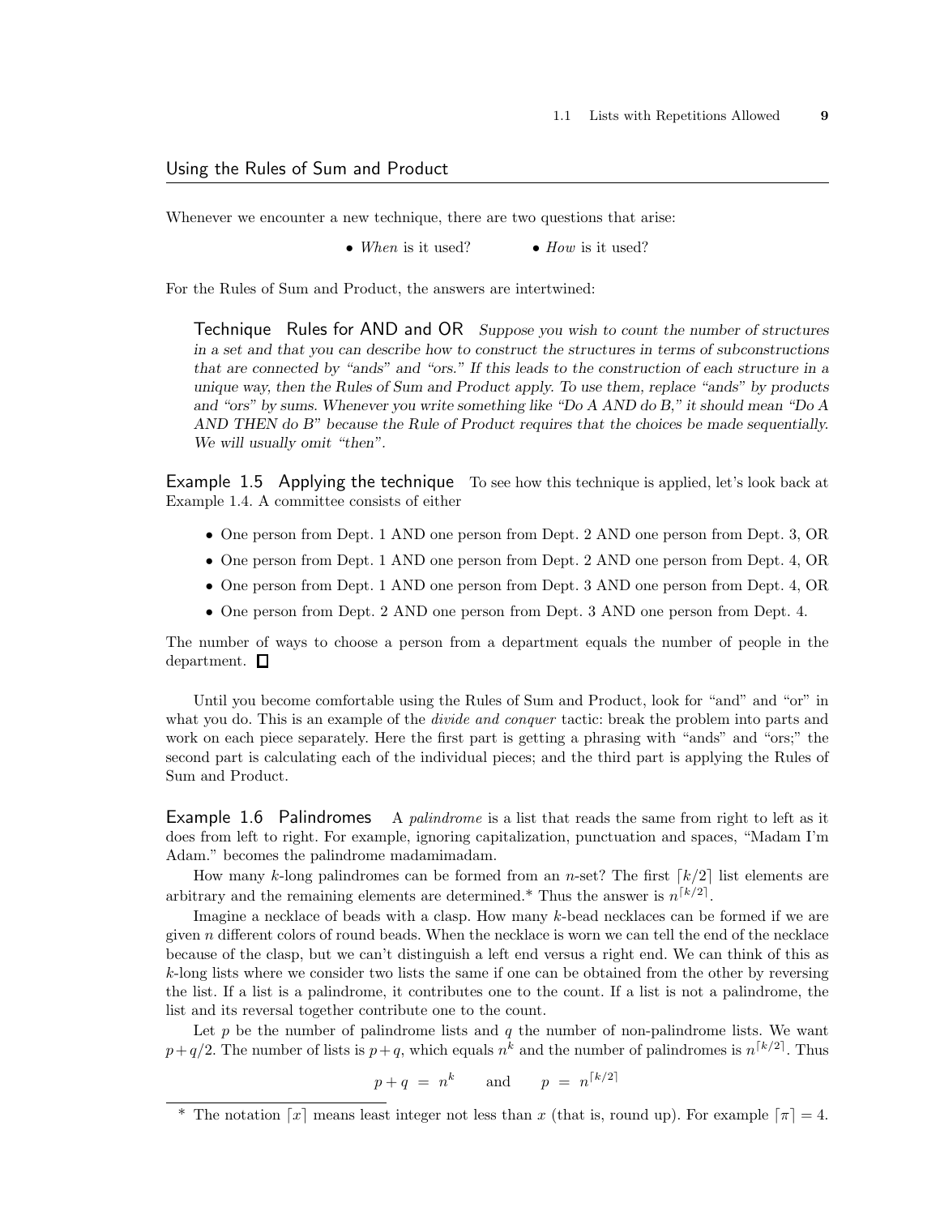## Using the Rules of Sum and Product

Whenever we encounter a new technique, there are two questions that arise:

- *When* is it used?
- *How* is it used?

For the Rules of Sum and Product, the answers are intertwined:

**Technique Rules for AND and OR** *Suppose you wish to count the number of structures in a set and that you can describe how to construct the structures in terms of subconstructions that are connected by "ands" and "ors." If this leads to the construction of each structure in a unique way, then the Rules of Sum and Product apply. To use them, replace "ands" by products and "ors" by sums. Whenever you write something like "Do A AND do B," it should mean "Do A AND THEN do B" because the Rule of Product requires that the choices be made sequentially. We will usually omit "then".*

**Example 1.5 Applying the technique** To see how this technique is applied, let's look back at Example 1.4. A committee consists of either

- One person from Dept. 1 AND one person from Dept. 2 AND one person from Dept. 3, OR
- One person from Dept. 1 AND one person from Dept. 2 AND one person from Dept. 4, OR
- One person from Dept. 1 AND one person from Dept. 3 AND one person from Dept. 4, OR
- One person from Dept. 2 AND one person from Dept. 3 AND one person from Dept. 4.

The number of ways to choose a person from a department equals the number of people in the department. □

Until you become comfortable using the Rules of Sum and Product, look for "and" and "or" in what you do. This is an example of the *divide and conquer* tactic: break the problem into parts and work on each piece separately. Here the first part is getting a phrasing with "ands" and "ors;" the second part is calculating each of the individual pieces; and the third part is applying the Rules of Sum and Product.

**Example 1.6 Palindromes** A *palindrome* is a list that reads the same from right to left as it does from left to right. For example, ignoring capitalization, punctuation and spaces, "Madam I'm Adam." becomes the palindrome madamimadam.

How many $k$-long palindromes can be formed from an $n$-set? The first $\lceil k/2 \rceil$ list elements are arbitrary and the remaining elements are determined.* Thus the answer is $n^{\lceil k/2 \rceil}$.

Imagine a necklace of beads with a clasp. How many $k$-bead necklaces can be formed if we are given $n$ different colors of round beads. When the necklace is worn we can tell the end of the necklace because of the clasp, but we can't distinguish a left end versus a right end. We can think of this as $k$-long lists where we consider two lists the same if one can be obtained from the other by reversing the list. If a list is a palindrome, it contributes one to the count. If a list is not a palindrome, the list and its reversal together contribute one to the count.

Let $p$ be the number of palindrome lists and $q$ the number of non-palindrome lists. We want $p + q/2$. The number of lists is $p + q$, which equals $n^k$ and the number of palindromes is $n^{\lceil k/2 \rceil}$. Thus

$$p + q = n^k \qquad \text{and} \qquad p = n^{\lceil k/2 \rceil}$$

* The notation $\lceil x \rceil$ means least integer not less than $x$ (that is, round up). For example $\lceil \pi \rceil = 4$.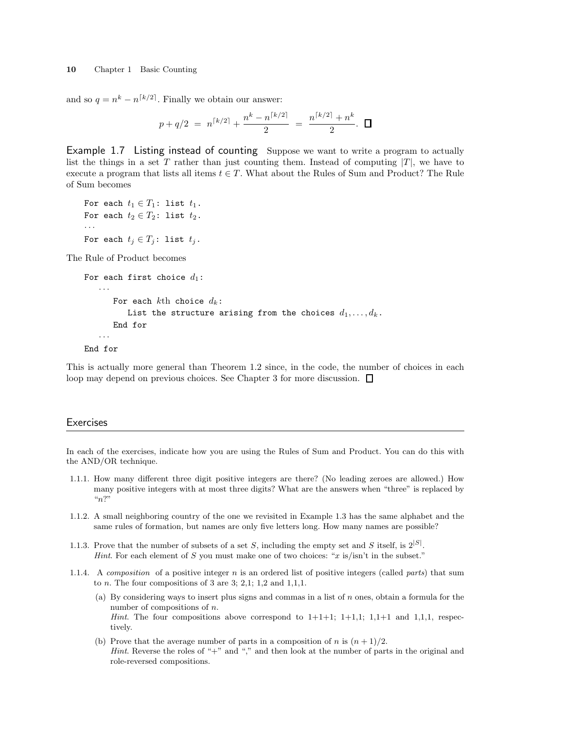and so $q = n^k - n^{\lceil k/2 \rceil}$. Finally we obtain our answer:

$$p + q/2 \;=\; n^{\lceil k/2 \rceil} + \frac{n^k - n^{\lceil k/2 \rceil}}{2} \;=\; \frac{n^{\lceil k/2 \rceil} + n^k}{2}. \;\; \square$$

**Example 1.7 Listing instead of counting** Suppose we want to write a program to actually list the things in a set $T$ rather than just counting them. Instead of computing $|T|$, we have to execute a program that lists all items $t \in T$. What about the Rules of Sum and Product? The Rule of Sum becomes

```
For each t_1 ∈ T_1: list t_1.
For each t_2 ∈ T_2: list t_2.
...
For each t_j ∈ T_j: list t_j.
```

The Rule of Product becomes

```
For each first choice d_1:
   ...
      For each kth choice d_k:
         List the structure arising from the choices d_1, ..., d_k.
      End for
   ...
End for
```

This is actually more general than Theorem 1.2 since, in the code, the number of choices in each loop may depend on previous choices. See Chapter 3 for more discussion. $\square$

## Exercises

In each of the exercises, indicate how you are using the Rules of Sum and Product. You can do this with the AND/OR technique.

1.1.1. How many different three digit positive integers are there? (No leading zeroes are allowed.) How many positive integers with at most three digits? What are the answers when "three" is replaced by "$n$?"

1.1.2. A small neighboring country of the one we revisited in Example 1.3 has the same alphabet and the same rules of formation, but names are only five letters long. How many names are possible?

1.1.3. Prove that the number of subsets of a set $S$, including the empty set and $S$ itself, is $2^{|S|}$.
*Hint.* For each element of $S$ you must make one of two choices: "$x$ is/isn't in the subset."

1.1.4. A *composition* of a positive integer $n$ is an ordered list of positive integers (called *parts*) that sum to $n$. The four compositions of 3 are 3; 2,1; 1,2 and 1,1,1.

(a) By considering ways to insert plus signs and commas in a list of $n$ ones, obtain a formula for the number of compositions of $n$.
*Hint.* The four compositions above correspond to 1+1+1; 1+1,1; 1,1+1 and 1,1,1, respectively.

(b) Prove that the average number of parts in a composition of $n$ is $(n+1)/2$.
*Hint.* Reverse the roles of "+" and "," and then look at the number of parts in the original and role-reversed compositions.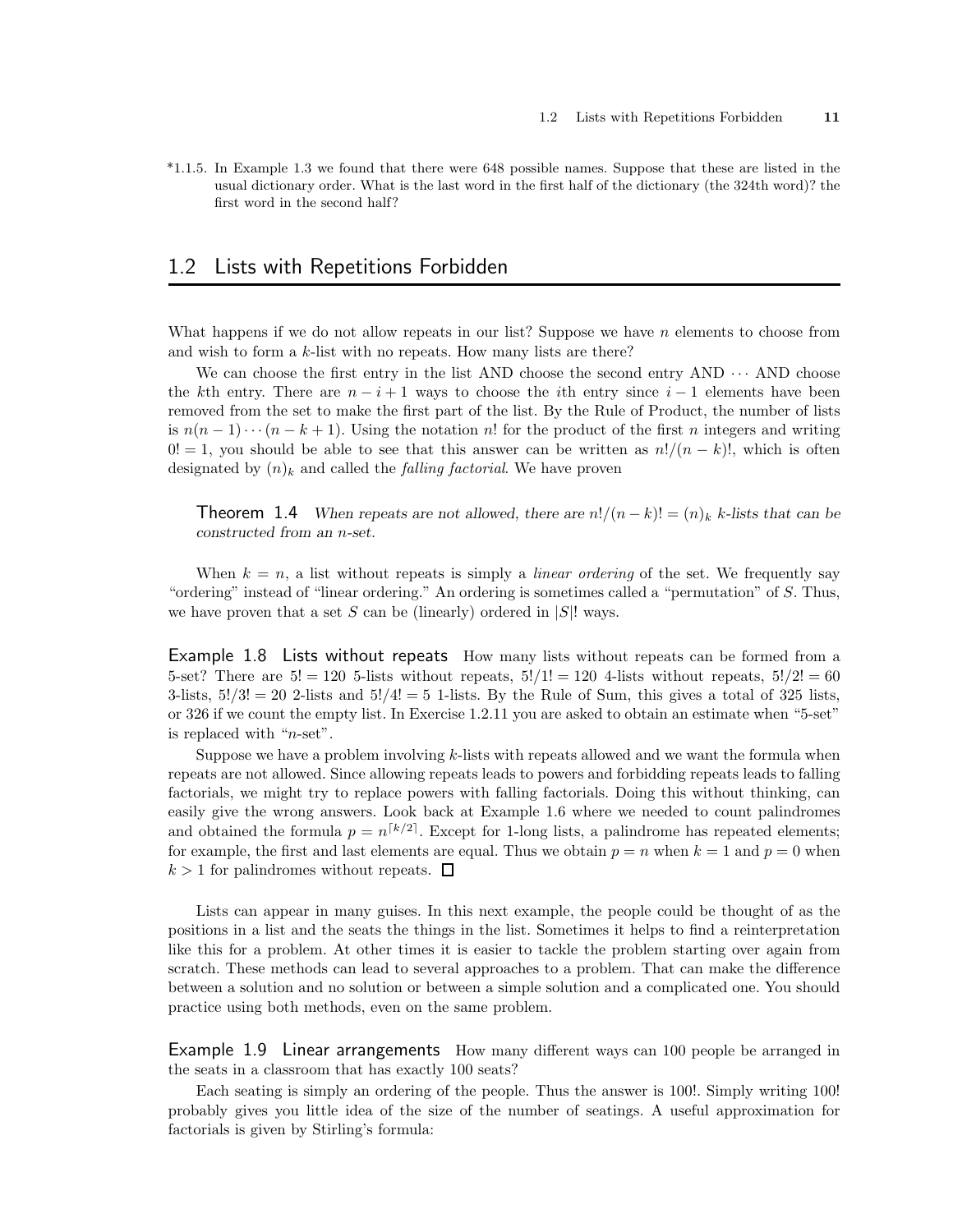*1.1.5. In Example 1.3 we found that there were 648 possible names. Suppose that these are listed in the usual dictionary order. What is the last word in the first half of the dictionary (the 324th word)? the first word in the second half?

## 1.2 Lists with Repetitions Forbidden

What happens if we do not allow repeats in our list? Suppose we have $n$ elements to choose from and wish to form a $k$-list with no repeats. How many lists are there?

We can choose the first entry in the list AND choose the second entry AND $\cdots$ AND choose the $k$th entry. There are $n-i+1$ ways to choose the $i$th entry since $i-1$ elements have been removed from the set to make the first part of the list. By the Rule of Product, the number of lists is $n(n-1)\cdots(n-k+1)$. Using the notation $n!$ for the product of the first $n$ integers and writing $0! = 1$, you should be able to see that this answer can be written as $n!/(n-k)!$, which is often designated by $(n)_k$ and called the *falling factorial*. We have proven

**Theorem 1.4** *When repeats are not allowed, there are $n!/(n-k)! = (n)_k$ $k$-lists that can be constructed from an $n$-set.*

When $k = n$, a list without repeats is simply a *linear ordering* of the set. We frequently say "ordering" instead of "linear ordering." An ordering is sometimes called a "permutation" of $S$. Thus, we have proven that a set $S$ can be (linearly) ordered in $|S|!$ ways.

**Example 1.8 Lists without repeats** How many lists without repeats can be formed from a 5-set? There are $5! = 120$ 5-lists without repeats, $5!/1! = 120$ 4-lists without repeats, $5!/2! = 60$ 3-lists, $5!/3! = 20$ 2-lists and $5!/4! = 5$ 1-lists. By the Rule of Sum, this gives a total of 325 lists, or 326 if we count the empty list. In Exercise 1.2.11 you are asked to obtain an estimate when "5-set" is replaced with "$n$-set".

Suppose we have a problem involving $k$-lists with repeats allowed and we want the formula when repeats are not allowed. Since allowing repeats leads to powers and forbidding repeats leads to falling factorials, we might try to replace powers with falling factorials. Doing this without thinking, can easily give the wrong answers. Look back at Example 1.6 where we needed to count palindromes and obtained the formula $p = n^{\lceil k/2 \rceil}$. Except for 1-long lists, a palindrome has repeated elements; for example, the first and last elements are equal. Thus we obtain $p = n$ when $k = 1$ and $p = 0$ when $k > 1$ for palindromes without repeats. □

Lists can appear in many guises. In this next example, the people could be thought of as the positions in a list and the seats the things in the list. Sometimes it helps to find a reinterpretation like this for a problem. At other times it is easier to tackle the problem starting over again from scratch. These methods can lead to several approaches to a problem. That can make the difference between a solution and no solution or between a simple solution and a complicated one. You should practice using both methods, even on the same problem.

**Example 1.9 Linear arrangements** How many different ways can 100 people be arranged in the seats in a classroom that has exactly 100 seats?

Each seating is simply an ordering of the people. Thus the answer is 100!. Simply writing 100! probably gives you little idea of the size of the number of seatings. A useful approximation for factorials is given by Stirling's formula: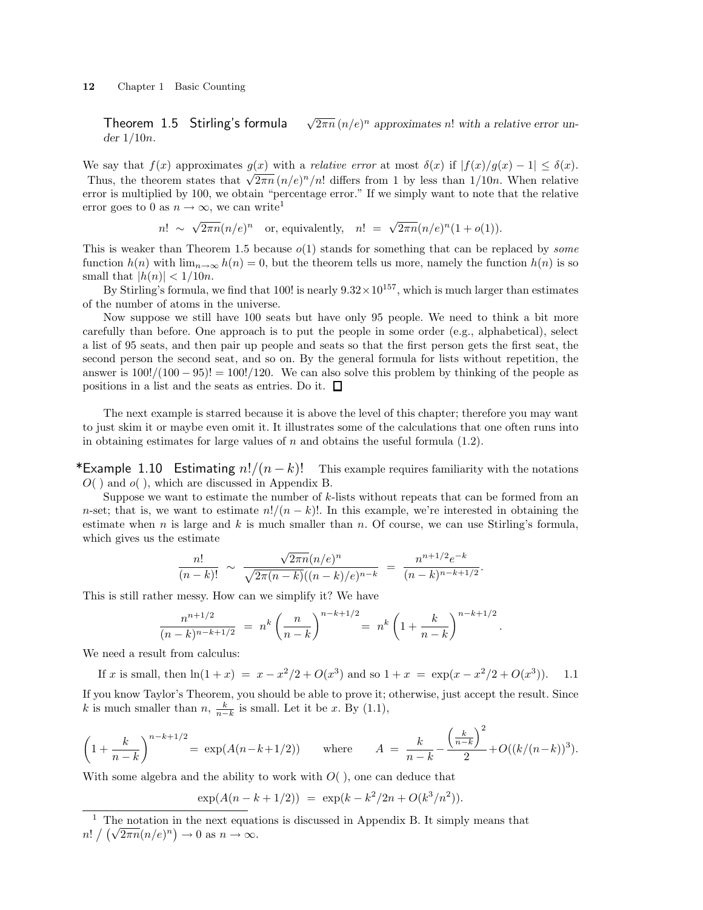**Theorem 1.5 Stirling's formula** $\sqrt{2\pi n}\,(n/e)^n$ *approximates* $n!$ *with a relative error under* $1/10n$.

We say that $f(x)$ approximates $g(x)$ with a *relative error* at most $\delta(x)$ if $|f(x)/g(x) - 1| \le \delta(x)$. Thus, the theorem states that $\sqrt{2\pi n}\,(n/e)^n/n!$ differs from 1 by less than $1/10n$. When relative error is multiplied by 100, we obtain "percentage error." If we simply want to note that the relative error goes to 0 as $n \to \infty$, we can write[1]

$$n! \;\sim\; \sqrt{2\pi n}(n/e)^n \quad \text{or, equivalently,} \quad n! \;=\; \sqrt{2\pi n}(n/e)^n(1 + o(1)).$$

This is weaker than Theorem 1.5 because $o(1)$ stands for something that can be replaced by *some* function $h(n)$ with $\lim_{n\to\infty} h(n) = 0$, but the theorem tells us more, namely the function $h(n)$ is so small that $|h(n)| < 1/10n$.

By Stirling's formula, we find that 100! is nearly $9.32\times 10^{157}$, which is much larger than estimates of the number of atoms in the universe.

Now suppose we still have 100 seats but have only 95 people. We need to think a bit more carefully than before. One approach is to put the people in some order (e.g., alphabetical), select a list of 95 seats, and then pair up people and seats so that the first person gets the first seat, the second person the second seat, and so on. By the general formula for lists without repetition, the answer is $100!/(100-95)! = 100!/120$. We can also solve this problem by thinking of the people as positions in a list and the seats as entries. Do it. □

The next example is starred because it is above the level of this chapter; therefore you may want to just skim it or maybe even omit it. It illustrates some of the calculations that one often runs into in obtaining estimates for large values of $n$ and obtains the useful formula (1.2).

**\*Example 1.10 Estimating $n!/(n-k)!$** This example requires familiarity with the notations $O(\;)$ and $o(\;)$, which are discussed in Appendix B.

Suppose we want to estimate the number of $k$-lists without repeats that can be formed from an $n$-set; that is, we want to estimate $n!/(n-k)!$. In this example, we're interested in obtaining the estimate when $n$ is large and $k$ is much smaller than $n$. Of course, we can use Stirling's formula, which gives us the estimate

$$\frac{n!}{(n-k)!} \;\sim\; \frac{\sqrt{2\pi n}(n/e)^n}{\sqrt{2\pi(n-k)}((n-k)/e)^{n-k}} \;=\; \frac{n^{n+1/2}e^{-k}}{(n-k)^{n-k+1/2}}.$$

This is still rather messy. How can we simplify it? We have

$$\frac{n^{n+1/2}}{(n-k)^{n-k+1/2}} \;=\; n^k\left(\frac{n}{n-k}\right)^{n-k+1/2} =\; n^k\left(1 + \frac{k}{n-k}\right)^{n-k+1/2}.$$

We need a result from calculus:

$$\text{If } x \text{ is small, then } \ln(1+x) \;=\; x - x^2/2 + O(x^3) \text{ and so } 1 + x \;=\; \exp(x - x^2/2 + O(x^3)). \qquad 1.1$$

If you know Taylor's Theorem, you should be able to prove it; otherwise, just accept the result. Since $k$ is much smaller than $n$, $\frac{k}{n-k}$ is small. Let it be $x$. By (1.1),

$$\left(1 + \frac{k}{n-k}\right)^{n-k+1/2} \;=\; \exp(A(n-k+1/2)) \qquad \text{where} \qquad A \;=\; \frac{k}{n-k} - \frac{\left(\frac{k}{n-k}\right)^2}{2} + O((k/(n-k))^3).$$

With some algebra and the ability to work with $O(\;)$, one can deduce that

$$\exp(A(n-k+1/2)) \;=\; \exp(k - k^2/2n + O(k^3/n^2)).$$

[1] The notation in the next equations is discussed in Appendix B. It simply means that $n!\,/\,\left(\sqrt{2\pi n}(n/e)^n\right) \to 0$ as $n \to \infty$.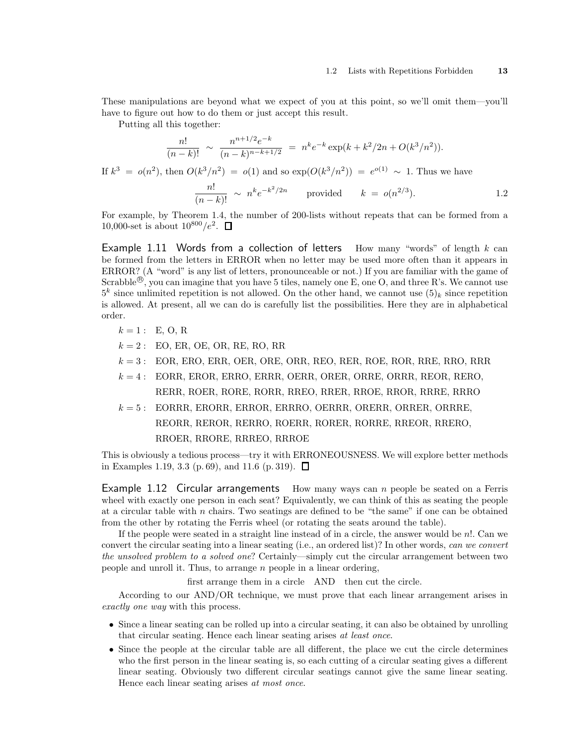These manipulations are beyond what we expect of you at this point, so we'll omit them—you'll have to figure out how to do them or just accept this result.

Putting all this together:

$$\frac{n!}{(n-k)!} \sim \frac{n^{n+1/2}e^{-k}}{(n-k)^{n-k+1/2}} = n^k e^{-k} \exp(k + k^2/2n + O(k^3/n^2)).$$

If $k^3 = o(n^2)$, then $O(k^3/n^2) = o(1)$ and so $\exp(O(k^3/n^2)) = e^{o(1)} \sim 1$. Thus we have

$$\frac{n!}{(n-k)!} \sim n^k e^{-k^2/2n} \qquad \text{provided} \qquad k = o(n^{2/3}). \tag{1.2}$$

For example, by Theorem 1.4, the number of 200-lists without repeats that can be formed from a 10,000-set is about $10^{800}/e^2$. □

**Example 1.11 Words from a collection of letters** How many "words" of length $k$ can be formed from the letters in ERROR when no letter may be used more often than it appears in ERROR? (A "word" is any list of letters, pronounceable or not.) If you are familiar with the game of Scrabble®, you can imagine that you have 5 tiles, namely one E, one O, and three R's. We cannot use $5^k$ since unlimited repetition is not allowed. On the other hand, we cannot use $(5)_k$ since repetition is allowed. At present, all we can do is carefully list the possibilities. Here they are in alphabetical order.

$k = 1$: E, O, R

$k = 2$: EO, ER, OE, OR, RE, RO, RR

$k = 3$: EOR, ERO, ERR, OER, ORE, ORR, REO, RER, ROE, ROR, RRE, RRO, RRR

$k = 4$: EORR, EROR, ERRO, ERRR, OERR, ORER, ORRE, ORRR, REOR, RERO, RERR, ROER, RORE, RORR, RREO, RRER, RROE, RROR, RRRE, RRRO

$k = 5$: EORRR, ERORR, ERROR, ERRRO, OERRR, ORERR, ORRER, ORRRE, REORR, REROR, RERRO, ROERR, RORER, RORRE, RREOR, RRERO, RROER, RRORE, RRREO, RRROE

This is obviously a tedious process—try it with ERRONEOUSNESS. We will explore better methods in Examples 1.19, 3.3 (p. 69), and 11.6 (p. 319). □

**Example 1.12 Circular arrangements** How many ways can $n$ people be seated on a Ferris wheel with exactly one person in each seat? Equivalently, we can think of this as seating the people at a circular table with $n$ chairs. Two seatings are defined to be "the same" if one can be obtained from the other by rotating the Ferris wheel (or rotating the seats around the table).

If the people were seated in a straight line instead of in a circle, the answer would be $n!$. Can we convert the circular seating into a linear seating (i.e., an ordered list)? In other words, *can we convert the unsolved problem to a solved one*? Certainly—simply cut the circular arrangement between two people and unroll it. Thus, to arrange $n$ people in a linear ordering,

first arrange them in a circle AND then cut the circle.

According to our AND/OR technique, we must prove that each linear arrangement arises in *exactly one way* with this process.

- Since a linear seating can be rolled up into a circular seating, it can also be obtained by unrolling that circular seating. Hence each linear seating arises *at least once*.
- Since the people at the circular table are all different, the place we cut the circle determines who the first person in the linear seating is, so each cutting of a circular seating gives a different linear seating. Obviously two different circular seatings cannot give the same linear seating. Hence each linear seating arises *at most once*.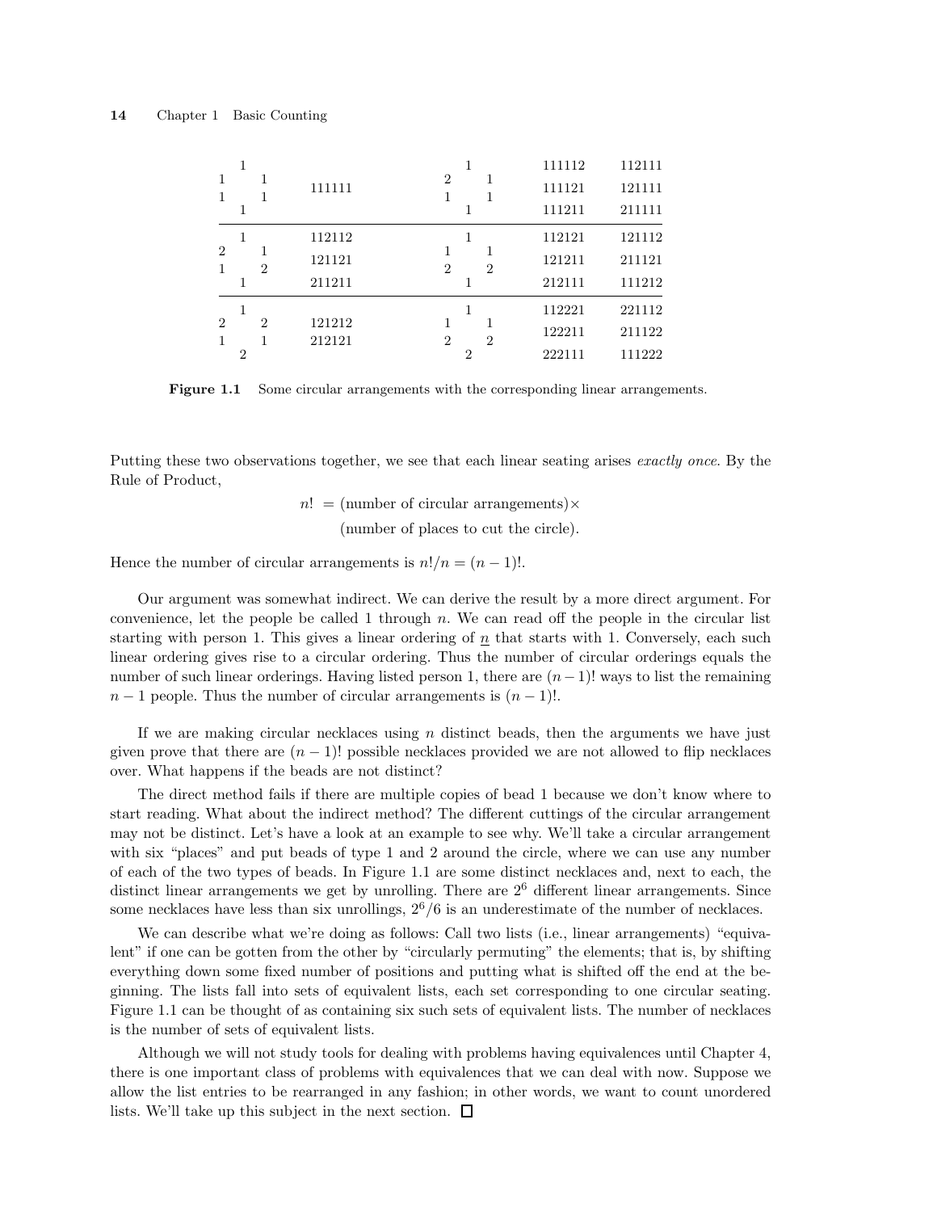| Circular arrangement | Linear arrangements | Circular arrangement | Linear arrangements | |
|---|---|---|---|---|
| 1 / 1 1 / 1 1 / 1 | 111111 | 1 / 2 1 / 1 1 / 1 | 111112, 111121, 111211 | 112111, 121111, 211111 |
| 1 / 2 1 / 1 2 / 1 | 112112, 121121, 211211 | 1 / 1 1 / 2 2 / 1 | 112121, 121211, 212111 | 121112, 211121, 111212 |
| 1 / 2 2 / 1 1 / 2 | 121212, 212121 | 1 / 1 1 / 2 2 / 2 | 112221, 122211, 222111 | 221112, 211122, 111222 |

**Figure 1.1** Some circular arrangements with the corresponding linear arrangements.

Putting these two observations together, we see that each linear seating arises *exactly once*. By the Rule of Product,

$$n! = (\text{number of circular arrangements}) \times (\text{number of places to cut the circle}).$$

Hence the number of circular arrangements is $n!/n = (n-1)!$.

Our argument was somewhat indirect. We can derive the result by a more direct argument. For convenience, let the people be called 1 through $n$. We can read off the people in the circular list starting with person 1. This gives a linear ordering of $\underline{n}$ that starts with 1. Conversely, each such linear ordering gives rise to a circular ordering. Thus the number of circular orderings equals the number of such linear orderings. Having listed person 1, there are $(n-1)!$ ways to list the remaining $n-1$ people. Thus the number of circular arrangements is $(n-1)!$.

If we are making circular necklaces using $n$ distinct beads, then the arguments we have just given prove that there are $(n-1)!$ possible necklaces provided we are not allowed to flip necklaces over. What happens if the beads are not distinct?

The direct method fails if there are multiple copies of bead 1 because we don't know where to start reading. What about the indirect method? The different cuttings of the circular arrangement may not be distinct. Let's have a look at an example to see why. We'll take a circular arrangement with six "places" and put beads of type 1 and 2 around the circle, where we can use any number of each of the two types of beads. In Figure 1.1 are some distinct necklaces and, next to each, the distinct linear arrangements we get by unrolling. There are $2^6$ different linear arrangements. Since some necklaces have less than six unrollings, $2^6/6$ is an underestimate of the number of necklaces.

We can describe what we're doing as follows: Call two lists (i.e., linear arrangements) "equivalent" if one can be gotten from the other by "circularly permuting" the elements; that is, by shifting everything down some fixed number of positions and putting what is shifted off the end at the beginning. The lists fall into sets of equivalent lists, each set corresponding to one circular seating. Figure 1.1 can be thought of as containing six such sets of equivalent lists. The number of necklaces is the number of sets of equivalent lists.

Although we will not study tools for dealing with problems having equivalences until Chapter 4, there is one important class of problems with equivalences that we can deal with now. Suppose we allow the list entries to be rearranged in any fashion; in other words, we want to count unordered lists. We'll take up this subject in the next section. □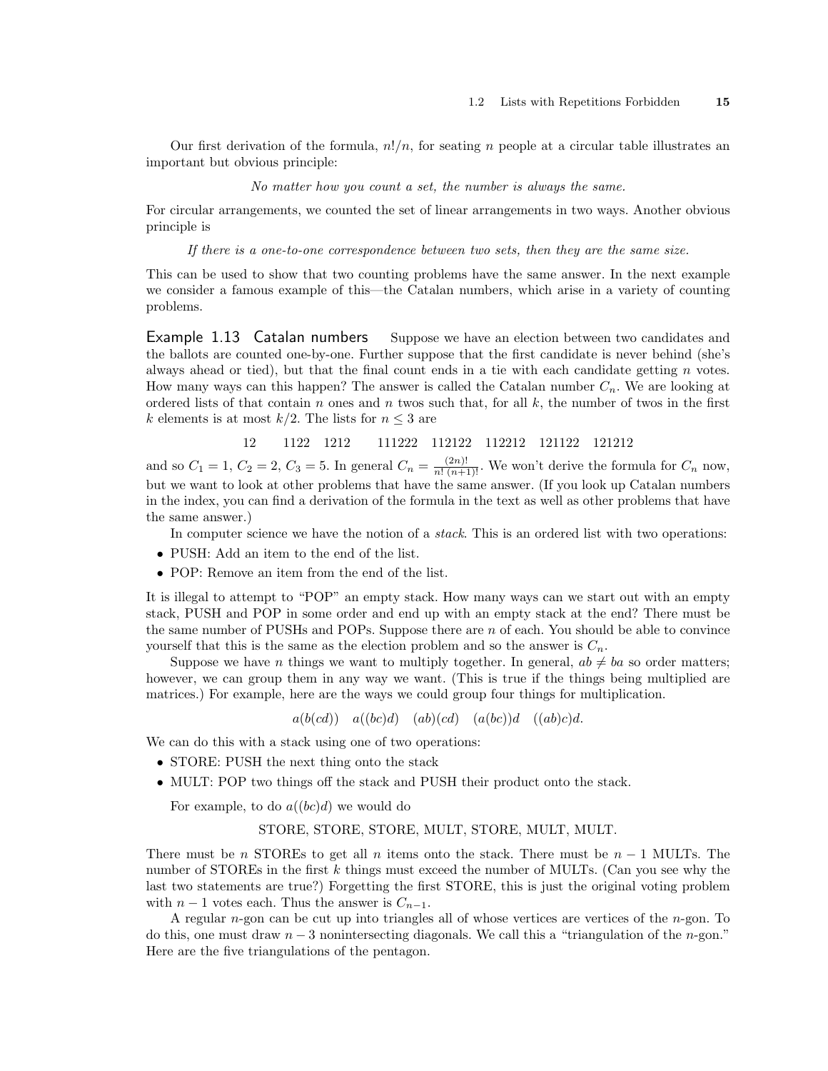Our first derivation of the formula, $n!/n$, for seating $n$ people at a circular table illustrates an important but obvious principle:

*No matter how you count a set, the number is always the same.*

For circular arrangements, we counted the set of linear arrangements in two ways. Another obvious principle is

*If there is a one-to-one correspondence between two sets, then they are the same size.*

This can be used to show that two counting problems have the same answer. In the next example we consider a famous example of this—the Catalan numbers, which arise in a variety of counting problems.

**Example 1.13 Catalan numbers** Suppose we have an election between two candidates and the ballots are counted one-by-one. Further suppose that the first candidate is never behind (she's always ahead or tied), but that the final count ends in a tie with each candidate getting $n$ votes. How many ways can this happen? The answer is called the Catalan number $C_n$. We are looking at ordered lists of that contain $n$ ones and $n$ twos such that, for all $k$, the number of twos in the first $k$ elements is at most $k/2$. The lists for $n \leq 3$ are

$$12 \qquad 1122 \quad 1212 \qquad 111222 \quad 112122 \quad 112212 \quad 121122 \quad 121212$$

and so $C_1 = 1$, $C_2 = 2$, $C_3 = 5$. In general $C_n = \frac{(2n)!}{n!\,(n+1)!}$. We won't derive the formula for $C_n$ now, but we want to look at other problems that have the same answer. (If you look up Catalan numbers in the index, you can find a derivation of the formula in the text as well as other problems that have the same answer.)

In computer science we have the notion of a *stack*. This is an ordered list with two operations:

- PUSH: Add an item to the end of the list.
- POP: Remove an item from the end of the list.

It is illegal to attempt to "POP" an empty stack. How many ways can we start out with an empty stack, PUSH and POP in some order and end up with an empty stack at the end? There must be the same number of PUSHs and POPs. Suppose there are $n$ of each. You should be able to convince yourself that this is the same as the election problem and so the answer is $C_n$.

Suppose we have $n$ things we want to multiply together. In general, $ab \neq ba$ so order matters; however, we can group them in any way we want. (This is true if the things being multiplied are matrices.) For example, here are the ways we could group four things for multiplication.

$$a(b(cd)) \quad a((bc)d) \quad (ab)(cd) \quad (a(bc))d \quad ((ab)c)d.$$

We can do this with a stack using one of two operations:

- STORE: PUSH the next thing onto the stack
- MULT: POP two things off the stack and PUSH their product onto the stack.

For example, to do $a((bc)d)$ we would do

STORE, STORE, STORE, MULT, STORE, MULT, MULT.

There must be $n$ STOREs to get all $n$ items onto the stack. There must be $n-1$ MULTs. The number of STOREs in the first $k$ things must exceed the number of MULTs. (Can you see why the last two statements are true?) Forgetting the first STORE, this is just the original voting problem with $n-1$ votes each. Thus the answer is $C_{n-1}$.

A regular $n$-gon can be cut up into triangles all of whose vertices are vertices of the $n$-gon. To do this, one must draw $n-3$ nonintersecting diagonals. We call this a "triangulation of the $n$-gon." Here are the five triangulations of the pentagon.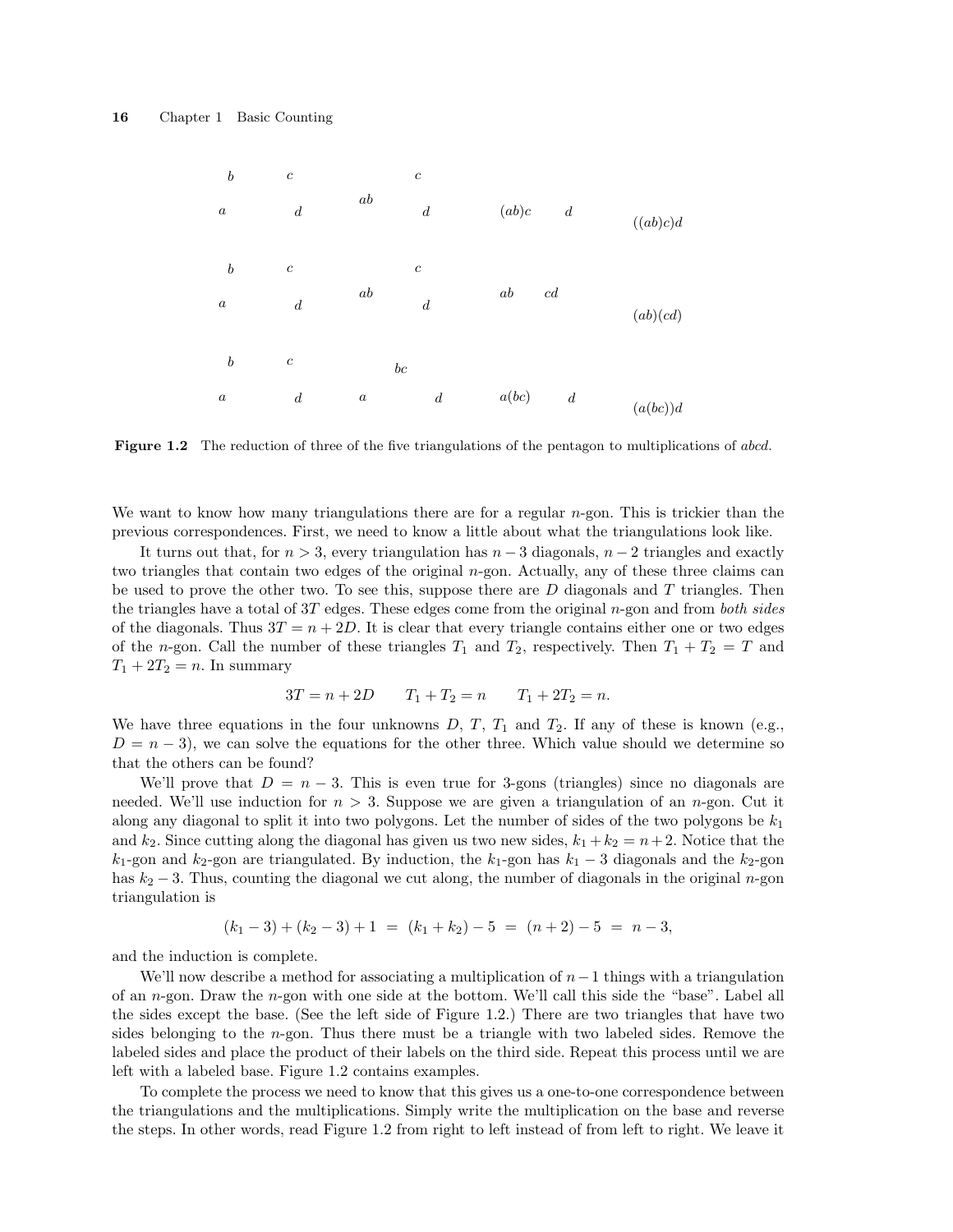Figure 1.2 The reduction of three of the five triangulations of the pentagon to multiplications of $abcd$.

We want to know how many triangulations there are for a regular $n$-gon. This is trickier than the previous correspondences. First, we need to know a little about what the triangulations look like.

It turns out that, for $n > 3$, every triangulation has $n-3$ diagonals, $n-2$ triangles and exactly two triangles that contain two edges of the original $n$-gon. Actually, any of these three claims can be used to prove the other two. To see this, suppose there are $D$ diagonals and $T$ triangles. Then the triangles have a total of $3T$ edges. These edges come from the original $n$-gon and from *both sides* of the diagonals. Thus $3T = n + 2D$. It is clear that every triangle contains either one or two edges of the $n$-gon. Call the number of these triangles $T_1$ and $T_2$, respectively. Then $T_1 + T_2 = T$ and $T_1 + 2T_2 = n$. In summary

$$3T = n + 2D \qquad T_1 + T_2 = n \qquad T_1 + 2T_2 = n.$$

We have three equations in the four unknowns $D$, $T$, $T_1$ and $T_2$. If any of these is known (e.g., $D = n - 3$), we can solve the equations for the other three. Which value should we determine so that the others can be found?

We'll prove that $D = n - 3$. This is even true for 3-gons (triangles) since no diagonals are needed. We'll use induction for $n > 3$. Suppose we are given a triangulation of an $n$-gon. Cut it along any diagonal to split it into two polygons. Let the number of sides of the two polygons be $k_1$ and $k_2$. Since cutting along the diagonal has given us two new sides, $k_1 + k_2 = n+2$. Notice that the $k_1$-gon and $k_2$-gon are triangulated. By induction, the $k_1$-gon has $k_1 - 3$ diagonals and the $k_2$-gon has $k_2 - 3$. Thus, counting the diagonal we cut along, the number of diagonals in the original $n$-gon triangulation is

$$(k_1 - 3) + (k_2 - 3) + 1 \;=\; (k_1 + k_2) - 5 \;=\; (n + 2) - 5 \;=\; n - 3,$$

and the induction is complete.

We'll now describe a method for associating a multiplication of $n-1$ things with a triangulation of an $n$-gon. Draw the $n$-gon with one side at the bottom. We'll call this side the "base". Label all the sides except the base. (See the left side of Figure 1.2.) There are two triangles that have two sides belonging to the $n$-gon. Thus there must be a triangle with two labeled sides. Remove the labeled sides and place the product of their labels on the third side. Repeat this process until we are left with a labeled base. Figure 1.2 contains examples.

To complete the process we need to know that this gives us a one-to-one correspondence between the triangulations and the multiplications. Simply write the multiplication on the base and reverse the steps. In other words, read Figure 1.2 from right to left instead of from left to right. We leave it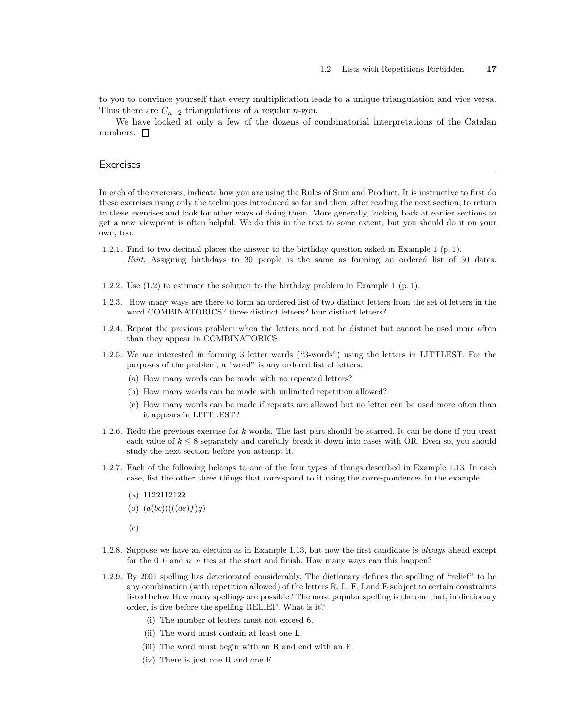to you to convince yourself that every multiplication leads to a unique triangulation and vice versa. Thus there are $C_{n-2}$ triangulations of a regular $n$-gon.

We have looked at only a few of the dozens of combinatorial interpretations of the Catalan numbers. □

## Exercises

In each of the exercises, indicate how you are using the Rules of Sum and Product. It is instructive to first do these exercises using only the techniques introduced so far and then, after reading the next section, to return to these exercises and look for other ways of doing them. More generally, looking back at earlier sections to get a new viewpoint is often helpful. We do this in the text to some extent, but you should do it on your own, too.

1.2.1. Find to two decimal places the answer to the birthday question asked in Example 1 (p. 1).
*Hint*. Assigning birthdays to 30 people is the same as forming an ordered list of 30 dates.

1.2.2. Use (1.2) to estimate the solution to the birthday problem in Example 1 (p. 1).

1.2.3. How many ways are there to form an ordered list of two distinct letters from the set of letters in the word COMBINATORICS? three distinct letters? four distinct letters?

1.2.4. Repeat the previous problem when the letters need not be distinct but cannot be used more often than they appear in COMBINATORICS.

1.2.5. We are interested in forming 3 letter words ("3-words") using the letters in LITTLEST. For the purposes of the problem, a "word" is any ordered list of letters.

(a) How many words can be made with no repeated letters?

(b) How many words can be made with unlimited repetition allowed?

(c) How many words can be made if repeats are allowed but no letter can be used more often than it appears in LITTLEST?

1.2.6. Redo the previous exercise for $k$-words. The last part should be starred. It can be done if you treat each value of $k \leq 8$ separately and carefully break it down into cases with OR. Even so, you should study the next section before you attempt it.

1.2.7. Each of the following belongs to one of the four types of things described in Example 1.13. In each case, list the other three things that correspond to it using the correspondences in the example.

(a) 1122112122

(b) $(a(bc))(((de)f)g)$

(c)

1.2.8. Suppose we have an election as in Example 1.13, but now the first candidate is *always* ahead except for the 0–0 and $n$–$n$ ties at the start and finish. How many ways can this happen?

1.2.9. By 2001 spelling has deteriorated considerably. The dictionary defines the spelling of "relief" to be any combination (with repetition allowed) of the letters R, L, F, I and E subject to certain constraints listed below How many spellings are possible? The most popular spelling is the one that, in dictionary order, is five before the spelling RELIEF. What is it?

(i) The number of letters must not exceed 6.

(ii) The word must contain at least one L.

(iii) The word must begin with an R and end with an F.

(iv) There is just one R and one F.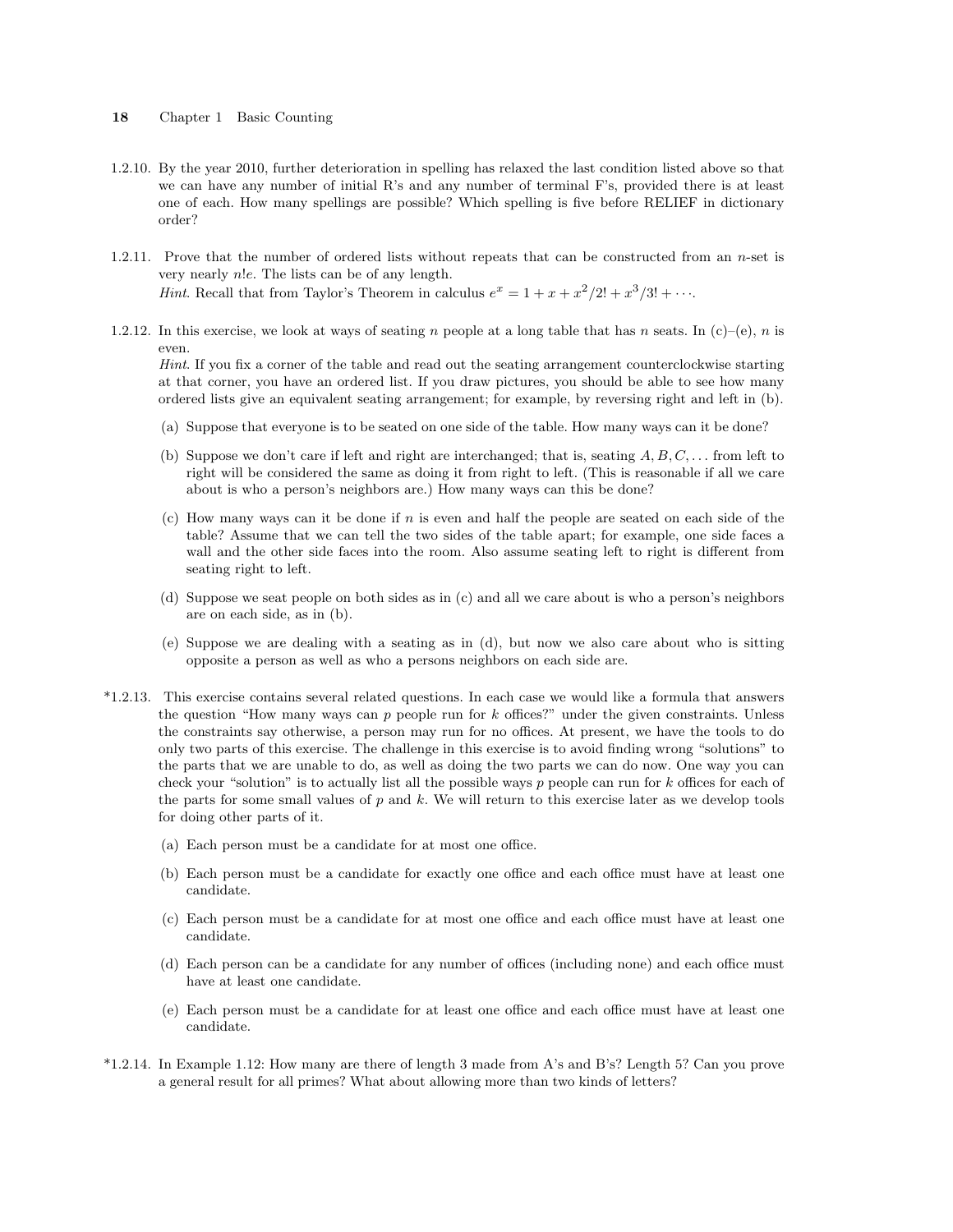1.2.10. By the year 2010, further deterioration in spelling has relaxed the last condition listed above so that we can have any number of initial R's and any number of terminal F's, provided there is at least one of each. How many spellings are possible? Which spelling is five before RELIEF in dictionary order?

1.2.11. Prove that the number of ordered lists without repeats that can be constructed from an $n$-set is very nearly $n!e$. The lists can be of any length.
*Hint*. Recall that from Taylor's Theorem in calculus $e^x = 1 + x + x^2/2! + x^3/3! + \cdots$.

1.2.12. In this exercise, we look at ways of seating $n$ people at a long table that has $n$ seats. In (c)–(e), $n$ is even.
*Hint*. If you fix a corner of the table and read out the seating arrangement counterclockwise starting at that corner, you have an ordered list. If you draw pictures, you should be able to see how many ordered lists give an equivalent seating arrangement; for example, by reversing right and left in (b).

(a) Suppose that everyone is to be seated on one side of the table. How many ways can it be done?

(b) Suppose we don't care if left and right are interchanged; that is, seating $A, B, C, \ldots$ from left to right will be considered the same as doing it from right to left. (This is reasonable if all we care about is who a person's neighbors are.) How many ways can this be done?

(c) How many ways can it be done if $n$ is even and half the people are seated on each side of the table? Assume that we can tell the two sides of the table apart; for example, one side faces a wall and the other side faces into the room. Also assume seating left to right is different from seating right to left.

(d) Suppose we seat people on both sides as in (c) and all we care about is who a person's neighbors are on each side, as in (b).

(e) Suppose we are dealing with a seating as in (d), but now we also care about who is sitting opposite a person as well as who a persons neighbors on each side are.

*1.2.13. This exercise contains several related questions. In each case we would like a formula that answers the question "How many ways can $p$ people run for $k$ offices?" under the given constraints. Unless the constraints say otherwise, a person may run for no offices. At present, we have the tools to do only two parts of this exercise. The challenge in this exercise is to avoid finding wrong "solutions" to the parts that we are unable to do, as well as doing the two parts we can do now. One way you can check your "solution" is to actually list all the possible ways $p$ people can run for $k$ offices for each of the parts for some small values of $p$ and $k$. We will return to this exercise later as we develop tools for doing other parts of it.

(a) Each person must be a candidate for at most one office.

(b) Each person must be a candidate for exactly one office and each office must have at least one candidate.

(c) Each person must be a candidate for at most one office and each office must have at least one candidate.

(d) Each person can be a candidate for any number of offices (including none) and each office must have at least one candidate.

(e) Each person must be a candidate for at least one office and each office must have at least one candidate.

*1.2.14. In Example 1.12: How many are there of length 3 made from A's and B's? Length 5? Can you prove a general result for all primes? What about allowing more than two kinds of letters?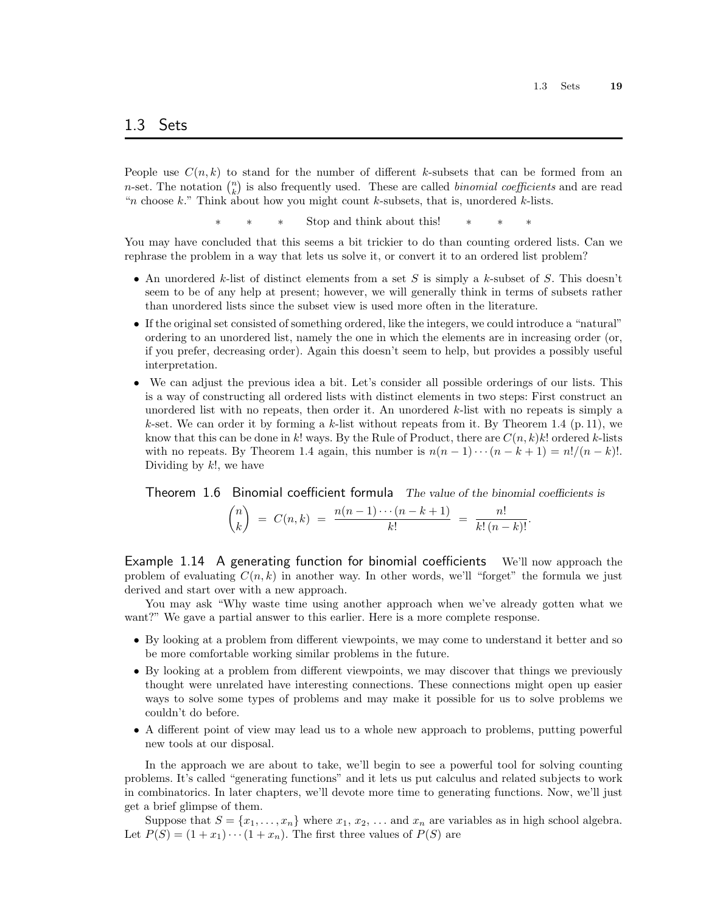## 1.3 Sets

People use $C(n,k)$ to stand for the number of different $k$-subsets that can be formed from an $n$-set. The notation $\binom{n}{k}$ is also frequently used. These are called *binomial coefficients* and are read "$n$ choose $k$." Think about how you might count $k$-subsets, that is, unordered $k$-lists.

\* \* \* Stop and think about this! \* \* \*

You may have concluded that this seems a bit trickier to do than counting ordered lists. Can we rephrase the problem in a way that lets us solve it, or convert it to an ordered list problem?

- An unordered $k$-list of distinct elements from a set $S$ is simply a $k$-subset of $S$. This doesn't seem to be of any help at present; however, we will generally think in terms of subsets rather than unordered lists since the subset view is used more often in the literature.
- If the original set consisted of something ordered, like the integers, we could introduce a "natural" ordering to an unordered list, namely the one in which the elements are in increasing order (or, if you prefer, decreasing order). Again this doesn't seem to help, but provides a possibly useful interpretation.
- We can adjust the previous idea a bit. Let's consider all possible orderings of our lists. This is a way of constructing all ordered lists with distinct elements in two steps: First construct an unordered list with no repeats, then order it. An unordered $k$-list with no repeats is simply a $k$-set. We can order it by forming a $k$-list without repeats from it. By Theorem 1.4 (p. 11), we know that this can be done in $k!$ ways. By the Rule of Product, there are $C(n,k)k!$ ordered $k$-lists with no repeats. By Theorem 1.4 again, this number is $n(n-1)\cdots(n-k+1) = n!/(n-k)!$. Dividing by $k!$, we have

**Theorem 1.6 Binomial coefficient formula** *The value of the binomial coefficients is*

$$\binom{n}{k} = C(n,k) = \frac{n(n-1)\cdots(n-k+1)}{k!} = \frac{n!}{k!\,(n-k)!}.$$

**Example 1.14 A generating function for binomial coefficients** We'll now approach the problem of evaluating $C(n,k)$ in another way. In other words, we'll "forget" the formula we just derived and start over with a new approach.

You may ask "Why waste time using another approach when we've already gotten what we want?" We gave a partial answer to this earlier. Here is a more complete response.

- By looking at a problem from different viewpoints, we may come to understand it better and so be more comfortable working similar problems in the future.
- By looking at a problem from different viewpoints, we may discover that things we previously thought were unrelated have interesting connections. These connections might open up easier ways to solve some types of problems and may make it possible for us to solve problems we couldn't do before.
- A different point of view may lead us to a whole new approach to problems, putting powerful new tools at our disposal.

In the approach we are about to take, we'll begin to see a powerful tool for solving counting problems. It's called "generating functions" and it lets us put calculus and related subjects to work in combinatorics. In later chapters, we'll devote more time to generating functions. Now, we'll just get a brief glimpse of them.

Suppose that $S = \{x_1, \ldots, x_n\}$ where $x_1$, $x_2$, … and $x_n$ are variables as in high school algebra. Let $P(S) = (1+x_1)\cdots(1+x_n)$. The first three values of $P(S)$ are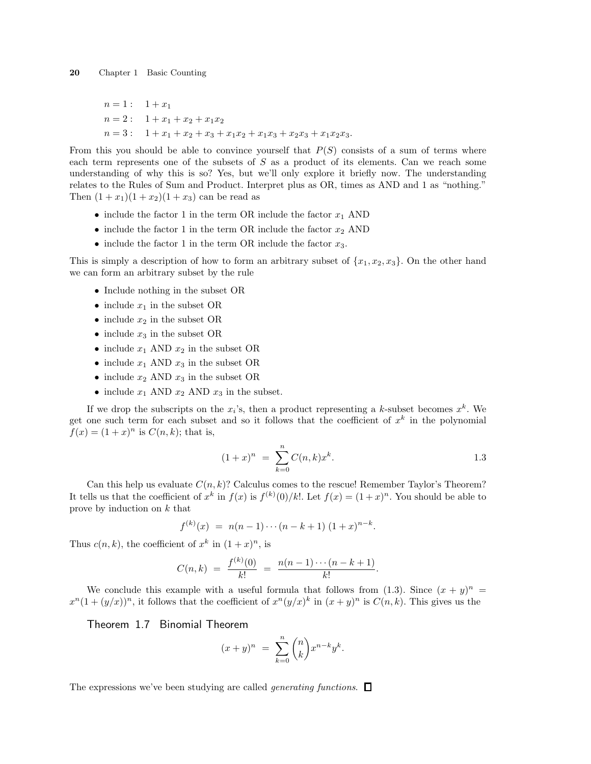$$
\begin{aligned}
n = 1 &: \quad 1 + x_1 \\
n = 2 &: \quad 1 + x_1 + x_2 + x_1x_2 \\
n = 3 &: \quad 1 + x_1 + x_2 + x_3 + x_1x_2 + x_1x_3 + x_2x_3 + x_1x_2x_3.
\end{aligned}
$$

From this you should be able to convince yourself that $P(S)$ consists of a sum of terms where each term represents one of the subsets of $S$ as a product of its elements. Can we reach some understanding of why this is so? Yes, but we'll only explore it briefly now. The understanding relates to the Rules of Sum and Product. Interpret plus as OR, times as AND and 1 as "nothing." Then $(1+x_1)(1+x_2)(1+x_3)$ can be read as

- include the factor 1 in the term OR include the factor $x_1$ AND
- include the factor 1 in the term OR include the factor $x_2$ AND
- include the factor 1 in the term OR include the factor $x_3$.

This is simply a description of how to form an arbitrary subset of $\{x_1, x_2, x_3\}$. On the other hand we can form an arbitrary subset by the rule

- Include nothing in the subset OR
- include $x_1$ in the subset OR
- include $x_2$ in the subset OR
- include $x_3$ in the subset OR
- include $x_1$ AND $x_2$ in the subset OR
- include $x_1$ AND $x_3$ in the subset OR
- include $x_2$ AND $x_3$ in the subset OR
- include $x_1$ AND $x_2$ AND $x_3$ in the subset.

If we drop the subscripts on the $x_i$'s, then a product representing a $k$-subset becomes $x^k$. We get one such term for each subset and so it follows that the coefficient of $x^k$ in the polynomial $f(x) = (1+x)^n$ is $C(n,k)$; that is,

$$
(1+x)^n = \sum_{k=0}^{n} C(n,k)x^k. \qquad 1.3
$$

Can this help us evaluate $C(n,k)$? Calculus comes to the rescue! Remember Taylor's Theorem? It tells us that the coefficient of $x^k$ in $f(x)$ is $f^{(k)}(0)/k!$. Let $f(x) = (1+x)^n$. You should be able to prove by induction on $k$ that

$$
f^{(k)}(x) = n(n-1)\cdots(n-k+1)\,(1+x)^{n-k}.
$$

Thus $c(n,k)$, the coefficient of $x^k$ in $(1+x)^n$, is

$$
C(n,k) = \frac{f^{(k)}(0)}{k!} = \frac{n(n-1)\cdots(n-k+1)}{k!}.
$$

We conclude this example with a useful formula that follows from (1.3). Since $(x+y)^n = x^n(1+(y/x))^n$, it follows that the coefficient of $x^n(y/x)^k$ in $(x+y)^n$ is $C(n,k)$. This gives us the

### Theorem 1.7 Binomial Theorem

$$
(x+y)^n = \sum_{k=0}^{n} \binom{n}{k} x^{n-k} y^k.
$$

The expressions we've been studying are called *generating functions*. □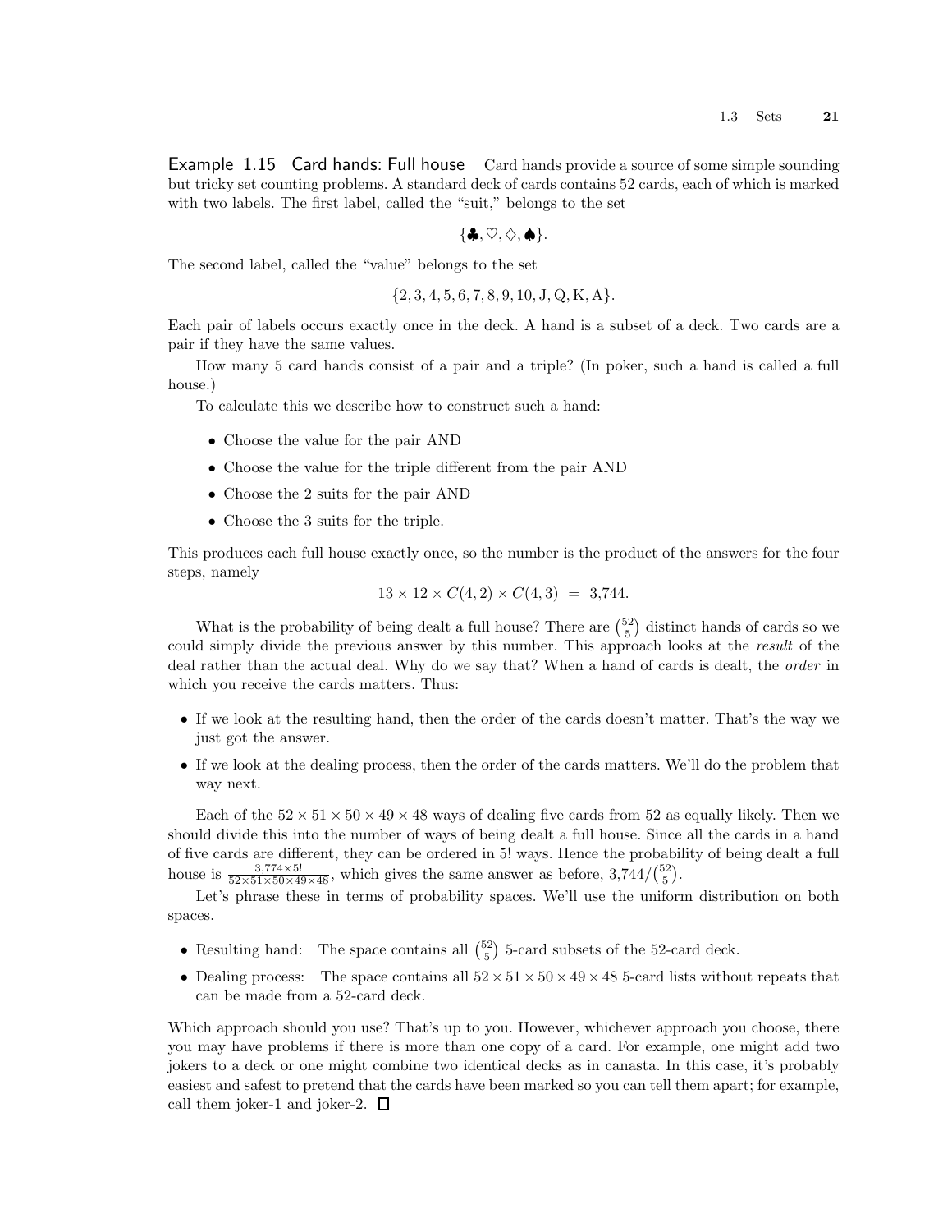**Example 1.15 Card hands: Full house** Card hands provide a source of some simple sounding but tricky set counting problems. A standard deck of cards contains 52 cards, each of which is marked with two labels. The first label, called the "suit," belongs to the set

$$\{\clubsuit, \heartsuit, \diamondsuit, \spadesuit\}.$$

The second label, called the "value" belongs to the set

$$\{2, 3, 4, 5, 6, 7, 8, 9, 10, \mathrm{J}, \mathrm{Q}, \mathrm{K}, \mathrm{A}\}.$$

Each pair of labels occurs exactly once in the deck. A hand is a subset of a deck. Two cards are a pair if they have the same values.

How many 5 card hands consist of a pair and a triple? (In poker, such a hand is called a full house.)

To calculate this we describe how to construct such a hand:

- Choose the value for the pair AND
- Choose the value for the triple different from the pair AND
- Choose the 2 suits for the pair AND
- Choose the 3 suits for the triple.

This produces each full house exactly once, so the number is the product of the answers for the four steps, namely

$$13 \times 12 \times C(4,2) \times C(4,3) \;=\; 3{,}744.$$

What is the probability of being dealt a full house? There are $\binom{52}{5}$ distinct hands of cards so we could simply divide the previous answer by this number. This approach looks at the *result* of the deal rather than the actual deal. Why do we say that? When a hand of cards is dealt, the *order* in which you receive the cards matters. Thus:

- If we look at the resulting hand, then the order of the cards doesn't matter. That's the way we just got the answer.
- If we look at the dealing process, then the order of the cards matters. We'll do the problem that way next.

Each of the $52 \times 51 \times 50 \times 49 \times 48$ ways of dealing five cards from 52 as equally likely. Then we should divide this into the number of ways of being dealt a full house. Since all the cards in a hand of five cards are different, they can be ordered in 5! ways. Hence the probability of being dealt a full house is $\frac{3{,}774 \times 5!}{52 \times 51 \times 50 \times 49 \times 48}$, which gives the same answer as before, $3{,}744/\binom{52}{5}$.

Let's phrase these in terms of probability spaces. We'll use the uniform distribution on both spaces.

- Resulting hand: The space contains all $\binom{52}{5}$ 5-card subsets of the 52-card deck.
- Dealing process: The space contains all $52 \times 51 \times 50 \times 49 \times 48$ 5-card lists without repeats that can be made from a 52-card deck.

Which approach should you use? That's up to you. However, whichever approach you choose, there you may have problems if there is more than one copy of a card. For example, one might add two jokers to a deck or one might combine two identical decks as in canasta. In this case, it's probably easiest and safest to pretend that the cards have been marked so you can tell them apart; for example, call them joker-1 and joker-2. □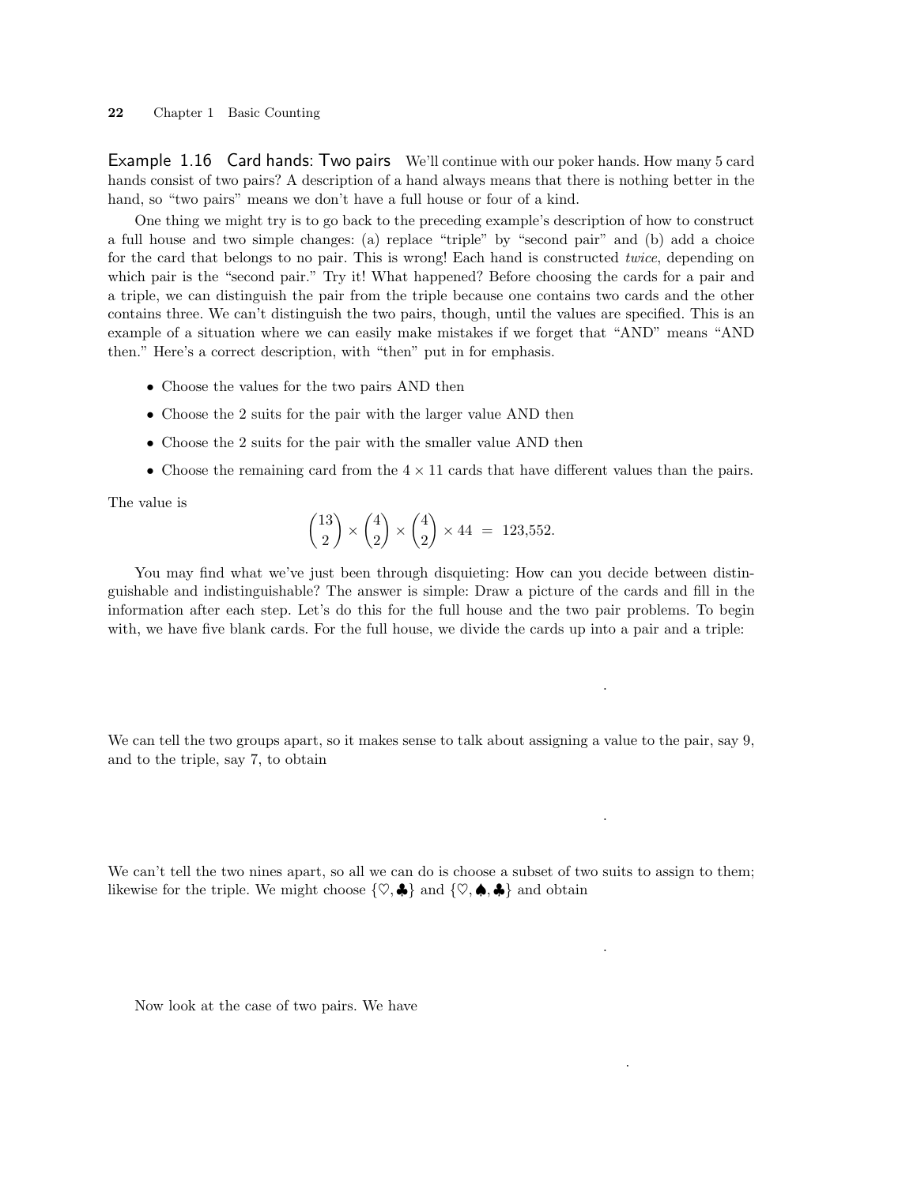**Example 1.16 Card hands: Two pairs** We'll continue with our poker hands. How many 5 card hands consist of two pairs? A description of a hand always means that there is nothing better in the hand, so "two pairs" means we don't have a full house or four of a kind.

One thing we might try is to go back to the preceding example's description of how to construct a full house and two simple changes: (a) replace "triple" by "second pair" and (b) add a choice for the card that belongs to no pair. This is wrong! Each hand is constructed *twice*, depending on which pair is the "second pair." Try it! What happened? Before choosing the cards for a pair and a triple, we can distinguish the pair from the triple because one contains two cards and the other contains three. We can't distinguish the two pairs, though, until the values are specified. This is an example of a situation where we can easily make mistakes if we forget that "AND" means "AND then." Here's a correct description, with "then" put in for emphasis.

- Choose the values for the two pairs AND then
- Choose the 2 suits for the pair with the larger value AND then
- Choose the 2 suits for the pair with the smaller value AND then
- Choose the remaining card from the $4 \times 11$ cards that have different values than the pairs.

The value is

$$\binom{13}{2} \times \binom{4}{2} \times \binom{4}{2} \times 44 \;=\; 123{,}552.$$

You may find what we've just been through disquieting: How can you decide between distinguishable and indistinguishable? The answer is simple: Draw a picture of the cards and fill in the information after each step. Let's do this for the full house and the two pair problems. To begin with, we have five blank cards. For the full house, we divide the cards up into a pair and a triple:

.

We can tell the two groups apart, so it makes sense to talk about assigning a value to the pair, say 9, and to the triple, say 7, to obtain

.

We can't tell the two nines apart, so all we can do is choose a subset of two suits to assign to them; likewise for the triple. We might choose $\{\heartsuit, \clubsuit\}$ and $\{\heartsuit, \spadesuit, \clubsuit\}$ and obtain

.

Now look at the case of two pairs. We have

.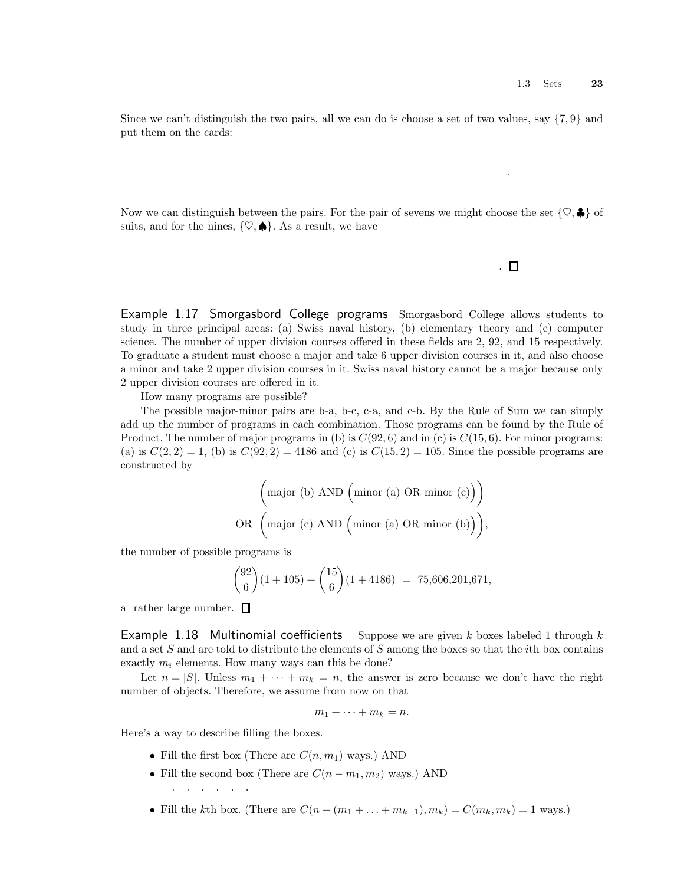Since we can't distinguish the two pairs, all we can do is choose a set of two values, say $\{7, 9\}$ and put them on the cards:

.

Now we can distinguish between the pairs. For the pair of sevens we might choose the set $\{\heartsuit, \clubsuit\}$ of suits, and for the nines, $\{\heartsuit, \spadesuit\}$. As a result, we have

. □

**Example 1.17 Smorgasbord College programs** Smorgasbord College allows students to study in three principal areas: (a) Swiss naval history, (b) elementary theory and (c) computer science. The number of upper division courses offered in these fields are 2, 92, and 15 respectively. To graduate a student must choose a major and take 6 upper division courses in it, and also choose a minor and take 2 upper division courses in it. Swiss naval history cannot be a major because only 2 upper division courses are offered in it.

How many programs are possible?

The possible major-minor pairs are b-a, b-c, c-a, and c-b. By the Rule of Sum we can simply add up the number of programs in each combination. Those programs can be found by the Rule of Product. The number of major programs in (b) is $C(92, 6)$ and in (c) is $C(15, 6)$. For minor programs: (a) is $C(2, 2) = 1$, (b) is $C(92, 2) = 4186$ and (c) is $C(15, 2) = 105$. Since the possible programs are constructed by

$$\Big(\text{major (b) AND } \big(\text{minor (a) OR minor (c)}\big)\Big)$$
$$\text{OR } \Big(\text{major (c) AND } \big(\text{minor (a) OR minor (b)}\big)\Big),$$

the number of possible programs is

$$\binom{92}{6}(1 + 105) + \binom{15}{6}(1 + 4186) \;=\; 75{,}606{,}201{,}671,$$

a rather large number. □

**Example 1.18 Multinomial coefficients** Suppose we are given $k$ boxes labeled 1 through $k$ and a set $S$ and are told to distribute the elements of $S$ among the boxes so that the $i$th box contains exactly $m_i$ elements. How many ways can this be done?

Let $n = |S|$. Unless $m_1 + \cdots + m_k = n$, the answer is zero because we don't have the right number of objects. Therefore, we assume from now on that

$$m_1 + \cdots + m_k = n.$$

Here's a way to describe filling the boxes.

- Fill the first box (There are $C(n, m_1)$ ways.) AND
- Fill the second box (There are $C(n - m_1, m_2)$ ways.) AND

  . . . . . .

- Fill the $k$th box. (There are $C(n - (m_1 + \ldots + m_{k-1}), m_k) = C(m_k, m_k) = 1$ ways.)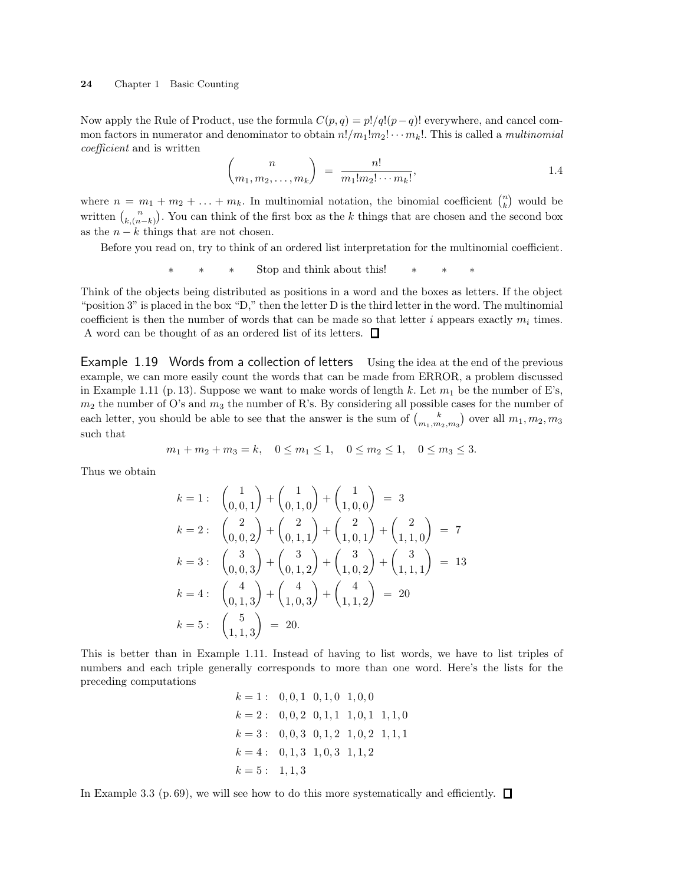Now apply the Rule of Product, use the formula $C(p,q) = p!/q!(p-q)!$ everywhere, and cancel common factors in numerator and denominator to obtain $n!/m_1!m_2!\cdots m_k!$. This is called a *multinomial coefficient* and is written

$$\binom{n}{m_1, m_2, \ldots, m_k} \;=\; \frac{n!}{m_1!m_2!\cdots m_k!}, \tag{1.4}$$

where $n = m_1 + m_2 + \ldots + m_k$. In multinomial notation, the binomial coefficient $\binom{n}{k}$ would be written $\binom{n}{k,(n-k)}$. You can think of the first box as the $k$ things that are chosen and the second box as the $n-k$ things that are not chosen.

Before you read on, try to think of an ordered list interpretation for the multinomial coefficient.

$*\quad *\quad *$ Stop and think about this! $*\quad *\quad *$

Think of the objects being distributed as positions in a word and the boxes as letters. If the object "position 3" is placed in the box "D," then the letter D is the third letter in the word. The multinomial coefficient is then the number of words that can be made so that letter $i$ appears exactly $m_i$ times. A word can be thought of as an ordered list of its letters. □

**Example 1.19 Words from a collection of letters** Using the idea at the end of the previous example, we can more easily count the words that can be made from ERROR, a problem discussed in Example 1.11 (p. 13). Suppose we want to make words of length $k$. Let $m_1$ be the number of E's, $m_2$ the number of O's and $m_3$ the number of R's. By considering all possible cases for the number of each letter, you should be able to see that the answer is the sum of $\binom{k}{m_1,m_2,m_3}$ over all $m_1, m_2, m_3$ such that

$$m_1 + m_2 + m_3 = k, \quad 0 \le m_1 \le 1, \quad 0 \le m_2 \le 1, \quad 0 \le m_3 \le 3.$$

Thus we obtain

$$\begin{aligned}
k=1:&\quad \binom{1}{0,0,1} + \binom{1}{0,1,0} + \binom{1}{1,0,0} \;=\; 3\\
k=2:&\quad \binom{2}{0,0,2} + \binom{2}{0,1,1} + \binom{2}{1,0,1} + \binom{2}{1,1,0} \;=\; 7\\
k=3:&\quad \binom{3}{0,0,3} + \binom{3}{0,1,2} + \binom{3}{1,0,2} + \binom{3}{1,1,1} \;=\; 13\\
k=4:&\quad \binom{4}{0,1,3} + \binom{4}{1,0,3} + \binom{4}{1,1,2} \;=\; 20\\
k=5:&\quad \binom{5}{1,1,3} \;=\; 20.
\end{aligned}$$

This is better than in Example 1.11. Instead of having to list words, we have to list triples of numbers and each triple generally corresponds to more than one word. Here's the lists for the preceding computations

$$\begin{aligned}
k=1:&\quad 0,0,1 \quad 0,1,0 \quad 1,0,0\\
k=2:&\quad 0,0,2 \quad 0,1,1 \quad 1,0,1 \quad 1,1,0\\
k=3:&\quad 0,0,3 \quad 0,1,2 \quad 1,0,2 \quad 1,1,1\\
k=4:&\quad 0,1,3 \quad 1,0,3 \quad 1,1,2\\
k=5:&\quad 1,1,3
\end{aligned}$$

In Example 3.3 (p. 69), we will see how to do this more systematically and efficiently. □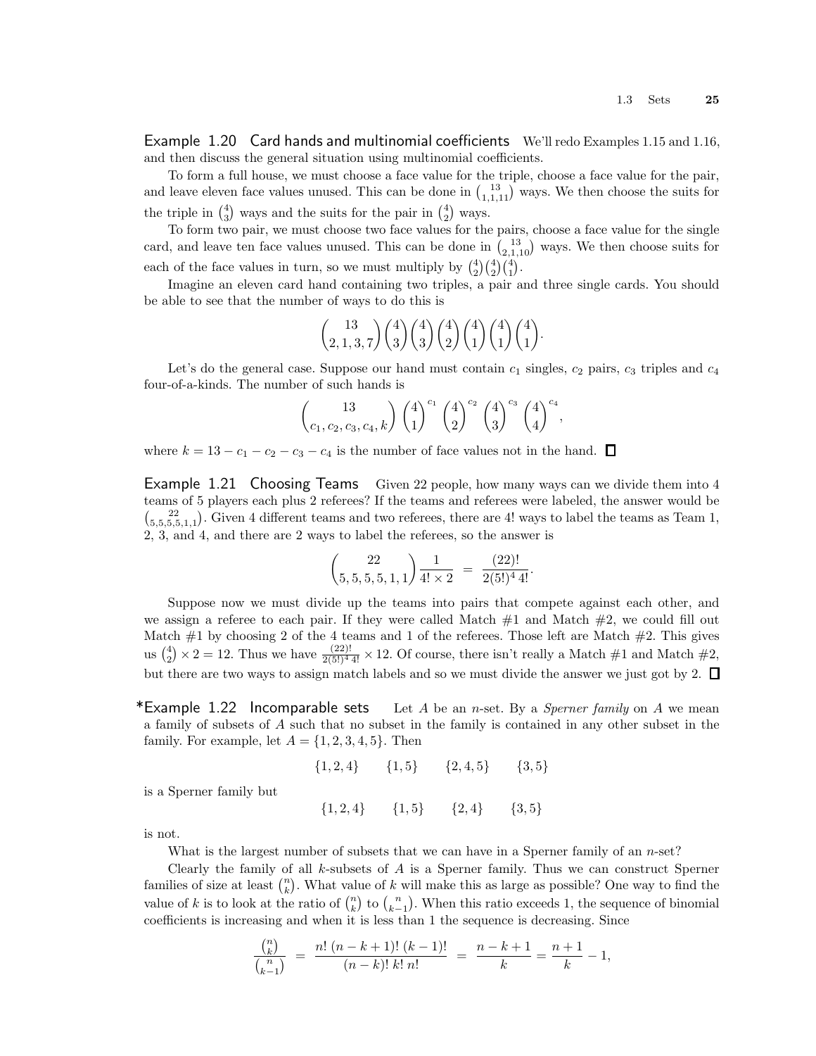**Example 1.20 Card hands and multinomial coefficients** We'll redo Examples 1.15 and 1.16, and then discuss the general situation using multinomial coefficients.

To form a full house, we must choose a face value for the triple, choose a face value for the pair, and leave eleven face values unused. This can be done in $\binom{13}{1,1,11}$ ways. We then choose the suits for the triple in $\binom{4}{3}$ ways and the suits for the pair in $\binom{4}{2}$ ways.

To form two pair, we must choose two face values for the pairs, choose a face value for the single card, and leave ten face values unused. This can be done in $\binom{13}{2,1,10}$ ways. We then choose suits for each of the face values in turn, so we must multiply by $\binom{4}{2}\binom{4}{2}\binom{4}{1}$.

Imagine an eleven card hand containing two triples, a pair and three single cards. You should be able to see that the number of ways to do this is

$$\binom{13}{2,1,3,7}\binom{4}{3}\binom{4}{3}\binom{4}{2}\binom{4}{1}\binom{4}{1}\binom{4}{1}.$$

Let's do the general case. Suppose our hand must contain $c_1$ singles, $c_2$ pairs, $c_3$ triples and $c_4$ four-of-a-kinds. The number of such hands is

$$\binom{13}{c_1,c_2,c_3,c_4,k}\binom{4}{1}^{c_1}\binom{4}{2}^{c_2}\binom{4}{3}^{c_3}\binom{4}{4}^{c_4},$$

where $k = 13 - c_1 - c_2 - c_3 - c_4$ is the number of face values not in the hand. □

**Example 1.21 Choosing Teams** Given 22 people, how many ways can we divide them into 4 teams of 5 players each plus 2 referees? If the teams and referees were labeled, the answer would be $\binom{22}{5,5,5,5,1,1}$. Given 4 different teams and two referees, there are 4! ways to label the teams as Team 1, 2, 3, and 4, and there are 2 ways to label the referees, so the answer is

$$\binom{22}{5,5,5,5,1,1}\frac{1}{4!\times 2} \;=\; \frac{(22)!}{2(5!)^4\,4!}.$$

Suppose now we must divide up the teams into pairs that compete against each other, and we assign a referee to each pair. If they were called Match #1 and Match #2, we could fill out Match #1 by choosing 2 of the 4 teams and 1 of the referees. Those left are Match #2. This gives us $\binom{4}{2}\times 2 = 12$. Thus we have $\frac{(22)!}{2(5!)^4\,4!}\times 12$. Of course, there isn't really a Match #1 and Match #2, but there are two ways to assign match labels and so we must divide the answer we just got by 2. □

***Example 1.22 Incomparable sets** Let $A$ be an $n$-set. By a *Sperner family* on $A$ we mean a family of subsets of $A$ such that no subset in the family is contained in any other subset in the family. For example, let $A = \{1,2,3,4,5\}$. Then

$$\{1,2,4\} \qquad \{1,5\} \qquad \{2,4,5\} \qquad \{3,5\}$$

is a Sperner family but

$$\{1,2,4\} \qquad \{1,5\} \qquad \{2,4\} \qquad \{3,5\}$$

is not.

What is the largest number of subsets that we can have in a Sperner family of an $n$-set?

Clearly the family of all $k$-subsets of $A$ is a Sperner family. Thus we can construct Sperner families of size at least $\binom{n}{k}$. What value of $k$ will make this as large as possible? One way to find the value of $k$ is to look at the ratio of $\binom{n}{k}$ to $\binom{n}{k-1}$. When this ratio exceeds 1, the sequence of binomial coefficients is increasing and when it is less than 1 the sequence is decreasing. Since

$$\frac{\binom{n}{k}}{\binom{n}{k-1}} \;=\; \frac{n!\,(n-k+1)!\,(k-1)!}{(n-k)!\,k!\,n!} \;=\; \frac{n-k+1}{k} = \frac{n+1}{k} - 1,$$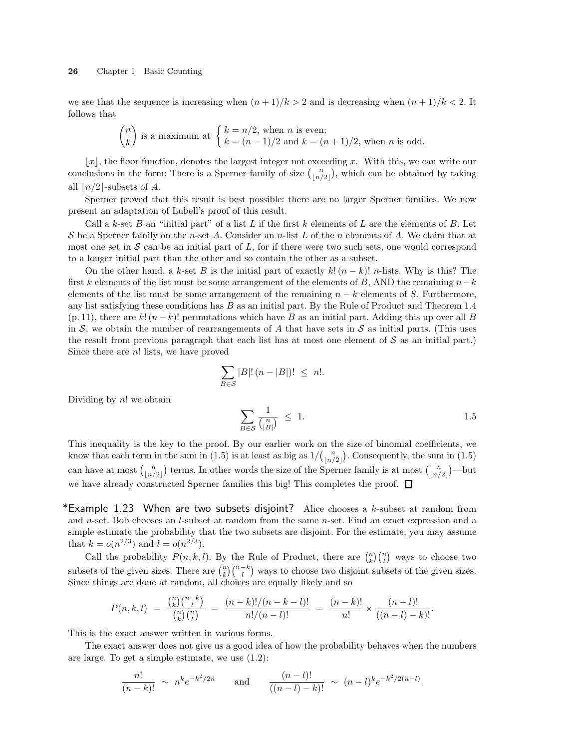we see that the sequence is increasing when $(n+1)/k > 2$ and is decreasing when $(n+1)/k < 2$. It follows that

$$\binom{n}{k} \text{ is a maximum at } \begin{cases} k = n/2, \text{ when } n \text{ is even;} \\ k = (n-1)/2 \text{ and } k = (n+1)/2, \text{ when } n \text{ is odd.} \end{cases}$$

$\lfloor x \rfloor$, the floor function, denotes the largest integer not exceeding $x$. With this, we can write our conclusions in the form: There is a Sperner family of size $\binom{n}{\lfloor n/2 \rfloor}$, which can be obtained by taking all $\lfloor n/2 \rfloor$-subsets of $A$.

Sperner proved that this result is best possible: there are no larger Sperner families. We now present an adaptation of Lubell's proof of this result.

Call a $k$-set $B$ an "initial part" of a list $L$ if the first $k$ elements of $L$ are the elements of $B$. Let $\mathcal{S}$ be a Sperner family on the $n$-set $A$. Consider an $n$-list $L$ of the $n$ elements of $A$. We claim that at most one set in $\mathcal{S}$ can be an initial part of $L$, for if there were two such sets, one would correspond to a longer initial part than the other and so contain the other as a subset.

On the other hand, a $k$-set $B$ is the initial part of exactly $k!\,(n-k)!$ $n$-lists. Why is this? The first $k$ elements of the list must be some arrangement of the elements of $B$, AND the remaining $n-k$ elements of the list must be some arrangement of the remaining $n-k$ elements of $S$. Furthermore, any list satisfying these conditions has $B$ as an initial part. By the Rule of Product and Theorem 1.4 (p. 11), there are $k!\,(n-k)!$ permutations which have $B$ as an initial part. Adding this up over all $B$ in $\mathcal{S}$, we obtain the number of rearrangements of $A$ that have sets in $\mathcal{S}$ as initial parts. (This uses the result from previous paragraph that each list has at most one element of $\mathcal{S}$ as an initial part.) Since there are $n!$ lists, we have proved

$$\sum_{B \in \mathcal{S}} |B|!\,(n-|B|)! \;\leq\; n!.$$

Dividing by $n!$ we obtain

$$\sum_{B \in \mathcal{S}} \frac{1}{\binom{n}{|B|}} \;\leq\; 1. \qquad 1.5$$

This inequality is the key to the proof. By our earlier work on the size of binomial coefficients, we know that each term in the sum in (1.5) is at least as big as $1/\binom{n}{\lfloor n/2 \rfloor}$. Consequently, the sum in (1.5) can have at most $\binom{n}{\lfloor n/2 \rfloor}$ terms. In other words the size of the Sperner family is at most $\binom{n}{\lfloor n/2 \rfloor}$—but we have already constructed Sperner families this big! This completes the proof. □

***Example 1.23 When are two subsets disjoint?** Alice chooses a $k$-subset at random from and $n$-set. Bob chooses an $l$-subset at random from the same $n$-set. Find an exact expression and a simple estimate the probability that the two subsets are disjoint. For the estimate, you may assume that $k = o(n^{2/3})$ and $l = o(n^{2/3})$.

Call the probability $P(n,k,l)$. By the Rule of Product, there are $\binom{n}{k}\binom{n}{l}$ ways to choose two subsets of the given sizes. There are $\binom{n}{k}\binom{n-k}{l}$ ways to choose two disjoint subsets of the given sizes. Since things are done at random, all choices are equally likely and so

$$P(n,k,l) \;=\; \frac{\binom{n}{k}\binom{n-k}{l}}{\binom{n}{k}\binom{n}{l}} \;=\; \frac{(n-k)!/(n-k-l)!}{n!/(n-l)!} \;=\; \frac{(n-k)!}{n!} \times \frac{(n-l)!}{((n-l)-k)!}.$$

This is the exact answer written in various forms.

The exact answer does not give us a good idea of how the probability behaves when the numbers are large. To get a simple estimate, we use (1.2):

$$\frac{n!}{(n-k)!} \;\sim\; n^k e^{-k^2/2n} \qquad \text{and} \qquad \frac{(n-l)!}{((n-l)-k)!} \;\sim\; (n-l)^k e^{-k^2/2(n-l)}.$$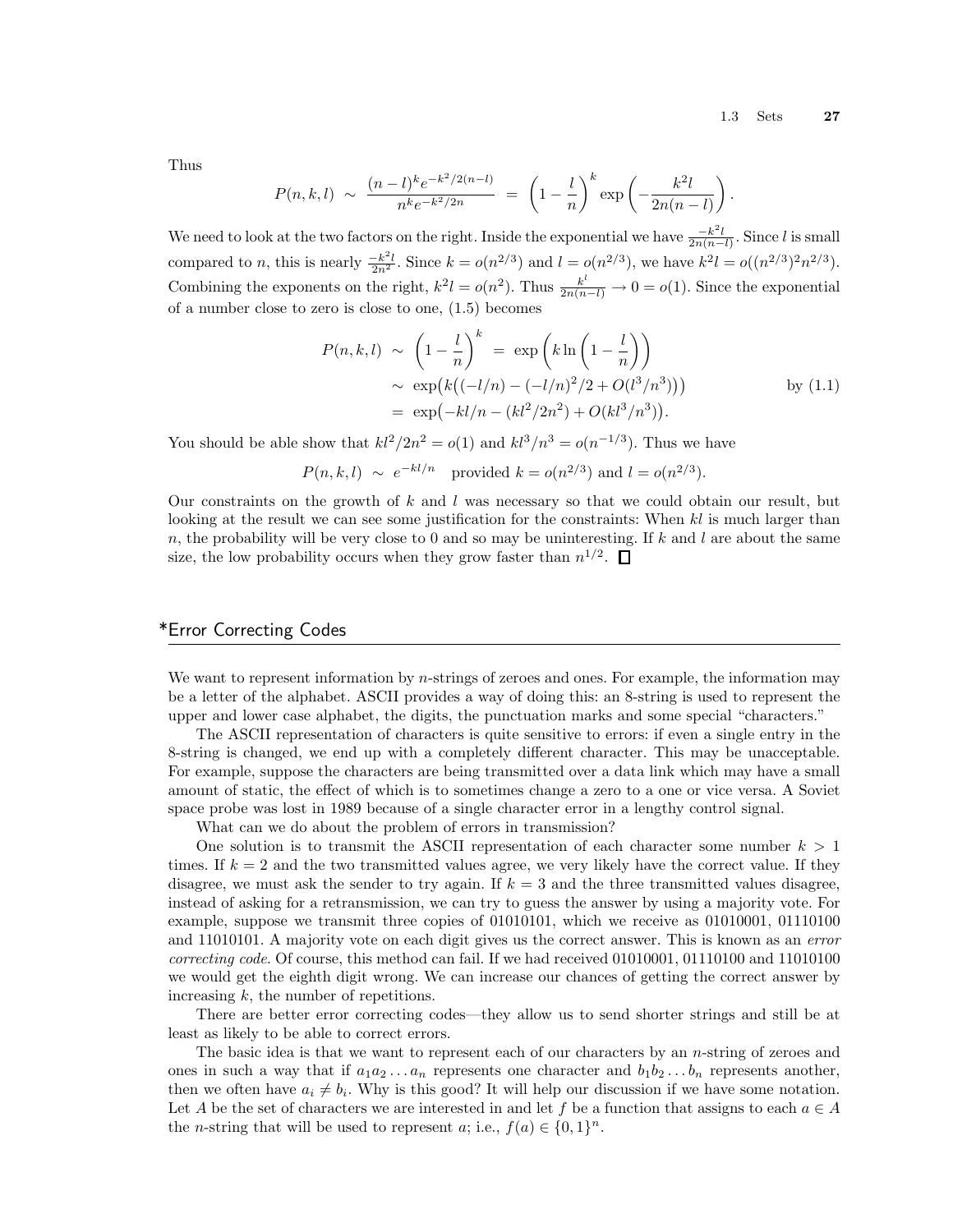Thus

$$P(n,k,l) \sim \frac{(n-l)^k e^{-k^2/2(n-l)}}{n^k e^{-k^2/2n}} = \left(1-\frac{l}{n}\right)^k \exp\left(-\frac{k^2 l}{2n(n-l)}\right).$$

We need to look at the two factors on the right. Inside the exponential we have $\frac{-k^2 l}{2n(n-l)}$. Since $l$ is small compared to $n$, this is nearly $\frac{-k^2 l}{2n^2}$. Since $k = o(n^{2/3})$ and $l = o(n^{2/3})$, we have $k^2 l = o((n^{2/3})^2 n^{2/3})$. Combining the exponents on the right, $k^2 l = o(n^2)$. Thus $\frac{k^l}{2n(n-l)} \to 0 = o(1)$. Since the exponential of a number close to zero is close to one, (1.5) becomes

$$\begin{aligned}
P(n,k,l) &\sim \left(1-\frac{l}{n}\right)^k = \exp\left(k \ln\left(1-\frac{l}{n}\right)\right) \\
&\sim \exp\big(k\big((-l/n) - (-l/n)^2/2 + O(l^3/n^3)\big)\big) \qquad \text{by (1.1)} \\
&= \exp\big(-kl/n - (kl^2/2n^2) + O(kl^3/n^3)\big).
\end{aligned}$$

You should be able show that $kl^2/2n^2 = o(1)$ and $kl^3/n^3 = o(n^{-1/3})$. Thus we have

$$P(n,k,l) \sim e^{-kl/n} \quad \text{provided } k = o(n^{2/3}) \text{ and } l = o(n^{2/3}).$$

Our constraints on the growth of $k$ and $l$ was necessary so that we could obtain our result, but looking at the result we can see some justification for the constraints: When $kl$ is much larger than $n$, the probability will be very close to 0 and so may be uninteresting. If $k$ and $l$ are about the same size, the low probability occurs when they grow faster than $n^{1/2}$. □

## *Error Correcting Codes

We want to represent information by $n$-strings of zeroes and ones. For example, the information may be a letter of the alphabet. ASCII provides a way of doing this: an 8-string is used to represent the upper and lower case alphabet, the digits, the punctuation marks and some special "characters."

The ASCII representation of characters is quite sensitive to errors: if even a single entry in the 8-string is changed, we end up with a completely different character. This may be unacceptable. For example, suppose the characters are being transmitted over a data link which may have a small amount of static, the effect of which is to sometimes change a zero to a one or vice versa. A Soviet space probe was lost in 1989 because of a single character error in a lengthy control signal.

What can we do about the problem of errors in transmission?

One solution is to transmit the ASCII representation of each character some number $k > 1$ times. If $k = 2$ and the two transmitted values agree, we very likely have the correct value. If they disagree, we must ask the sender to try again. If $k = 3$ and the three transmitted values disagree, instead of asking for a retransmission, we can try to guess the answer by using a majority vote. For example, suppose we transmit three copies of 01010101, which we receive as 01010001, 01110100 and 11010101. A majority vote on each digit gives us the correct answer. This is known as an *error correcting code*. Of course, this method can fail. If we had received 01010001, 01110100 and 11010100 we would get the eighth digit wrong. We can increase our chances of getting the correct answer by increasing $k$, the number of repetitions.

There are better error correcting codes—they allow us to send shorter strings and still be at least as likely to be able to correct errors.

The basic idea is that we want to represent each of our characters by an $n$-string of zeroes and ones in such a way that if $a_1 a_2 \ldots a_n$ represents one character and $b_1 b_2 \ldots b_n$ represents another, then we often have $a_i \neq b_i$. Why is this good? It will help our discussion if we have some notation. Let $A$ be the set of characters we are interested in and let $f$ be a function that assigns to each $a \in A$ the $n$-string that will be used to represent $a$; i.e., $f(a) \in \{0,1\}^n$.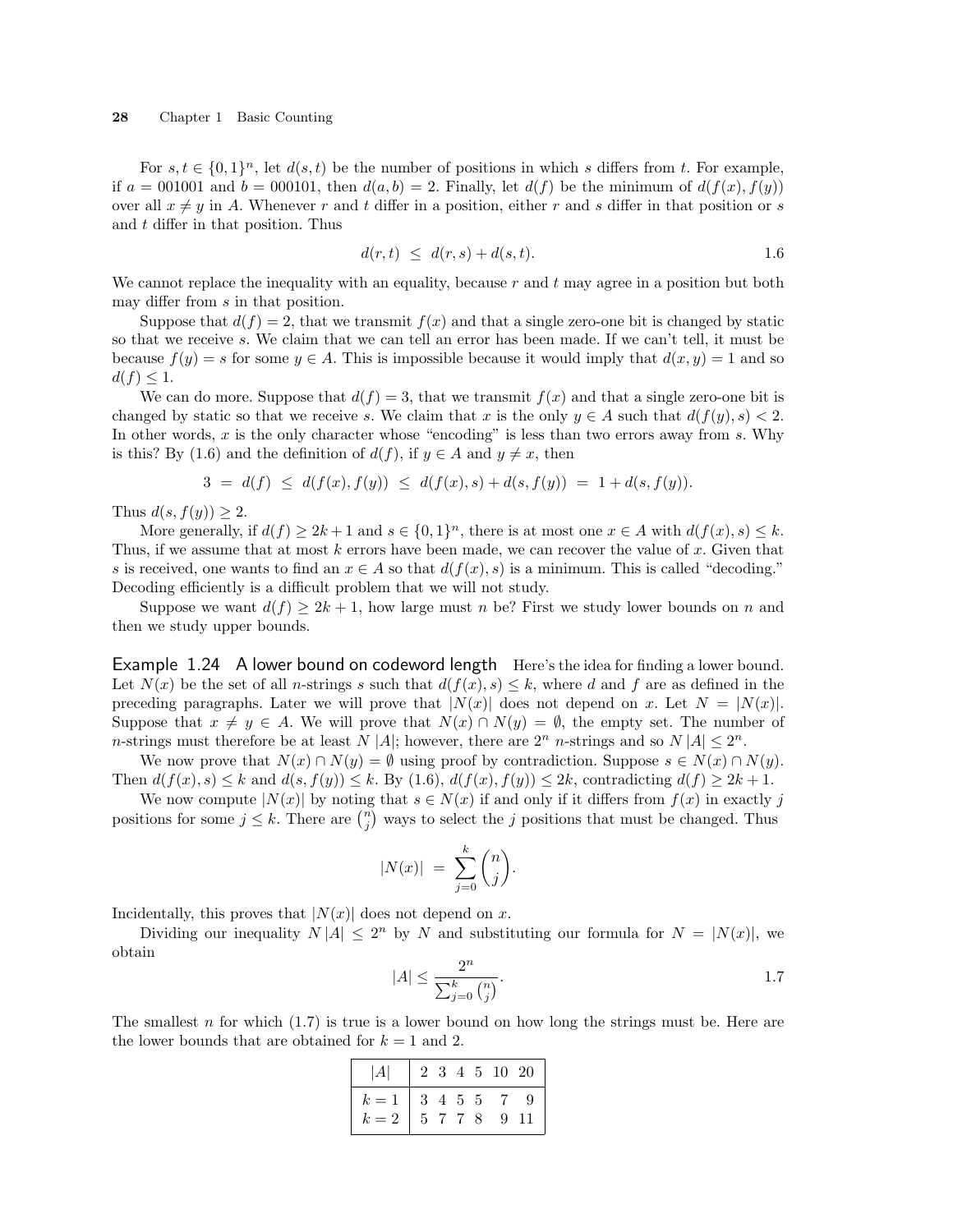For $s, t \in \{0,1\}^n$, let $d(s,t)$ be the number of positions in which $s$ differs from $t$. For example, if $a = 001001$ and $b = 000101$, then $d(a,b) = 2$. Finally, let $d(f)$ be the minimum of $d(f(x), f(y))$ over all $x \neq y$ in $A$. Whenever $r$ and $t$ differ in a position, either $r$ and $s$ differ in that position or $s$ and $t$ differ in that position. Thus

$$d(r,t) \;\leq\; d(r,s) + d(s,t). \tag{1.6}$$

We cannot replace the inequality with an equality, because $r$ and $t$ may agree in a position but both may differ from $s$ in that position.

Suppose that $d(f) = 2$, that we transmit $f(x)$ and that a single zero-one bit is changed by static so that we receive $s$. We claim that we can tell an error has been made. If we can't tell, it must be because $f(y) = s$ for some $y \in A$. This is impossible because it would imply that $d(x,y) = 1$ and so $d(f) \leq 1$.

We can do more. Suppose that $d(f) = 3$, that we transmit $f(x)$ and that a single zero-one bit is changed by static so that we receive $s$. We claim that $x$ is the only $y \in A$ such that $d(f(y), s) < 2$. In other words, $x$ is the only character whose "encoding" is less than two errors away from $s$. Why is this? By (1.6) and the definition of $d(f)$, if $y \in A$ and $y \neq x$, then

$$3 \;=\; d(f) \;\leq\; d(f(x), f(y)) \;\leq\; d(f(x), s) + d(s, f(y)) \;=\; 1 + d(s, f(y)).$$

Thus $d(s, f(y)) \geq 2$.

More generally, if $d(f) \geq 2k+1$ and $s \in \{0,1\}^n$, there is at most one $x \in A$ with $d(f(x), s) \leq k$. Thus, if we assume that at most $k$ errors have been made, we can recover the value of $x$. Given that $s$ is received, one wants to find an $x \in A$ so that $d(f(x), s)$ is a minimum. This is called "decoding." Decoding efficiently is a difficult problem that we will not study.

Suppose we want $d(f) \geq 2k+1$, how large must $n$ be? First we study lower bounds on $n$ and then we study upper bounds.

**Example 1.24 A lower bound on codeword length** Here's the idea for finding a lower bound. Let $N(x)$ be the set of all $n$-strings $s$ such that $d(f(x), s) \leq k$, where $d$ and $f$ are as defined in the preceding paragraphs. Later we will prove that $|N(x)|$ does not depend on $x$. Let $N = |N(x)|$. Suppose that $x \neq y \in A$. We will prove that $N(x) \cap N(y) = \emptyset$, the empty set. The number of $n$-strings must therefore be at least $N\,|A|$; however, there are $2^n$ $n$-strings and so $N\,|A| \leq 2^n$.

We now prove that $N(x) \cap N(y) = \emptyset$ using proof by contradiction. Suppose $s \in N(x) \cap N(y)$. Then $d(f(x), s) \leq k$ and $d(s, f(y)) \leq k$. By (1.6), $d(f(x), f(y)) \leq 2k$, contradicting $d(f) \geq 2k+1$.

We now compute $|N(x)|$ by noting that $s \in N(x)$ if and only if it differs from $f(x)$ in exactly $j$ positions for some $j \leq k$. There are $\binom{n}{j}$ ways to select the $j$ positions that must be changed. Thus

$$|N(x)| \;=\; \sum_{j=0}^{k} \binom{n}{j}.$$

Incidentally, this proves that $|N(x)|$ does not depend on $x$.

Dividing our inequality $N\,|A| \leq 2^n$ by $N$ and substituting our formula for $N = |N(x)|$, we obtain

$$|A| \leq \frac{2^n}{\sum_{j=0}^{k} \binom{n}{j}}. \tag{1.7}$$

The smallest $n$ for which (1.7) is true is a lower bound on how long the strings must be. Here are the lower bounds that are obtained for $k = 1$ and $2$.

| $\lvert A\rvert$ | 2 | 3 | 4 | 5 | 10 | 20 |
|---|---|---|---|---|---|---|
| $k=1$ | 3 | 4 | 5 | 5 | 7 | 9 |
| $k=2$ | 5 | 7 | 7 | 8 | 9 | 11 |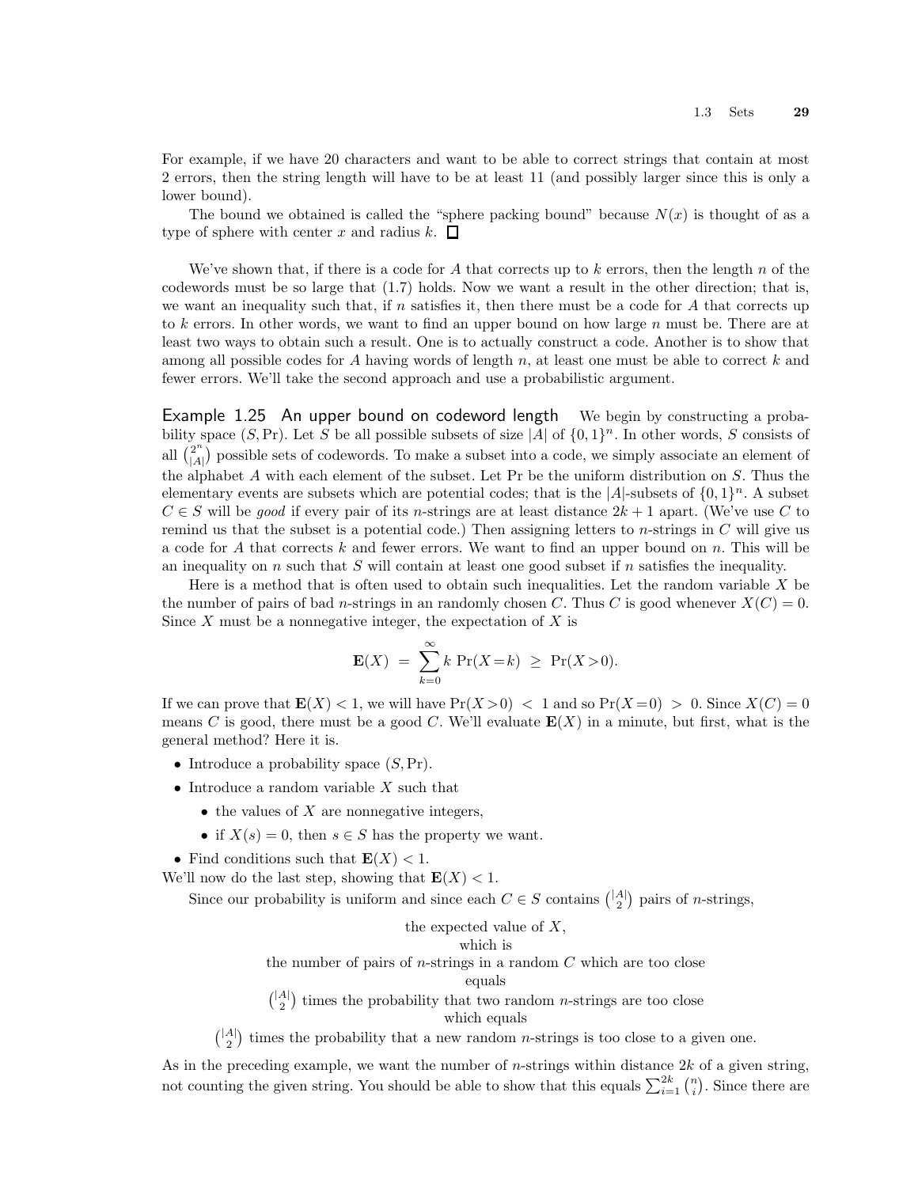For example, if we have 20 characters and want to be able to correct strings that contain at most 2 errors, then the string length will have to be at least 11 (and possibly larger since this is only a lower bound).

The bound we obtained is called the "sphere packing bound" because $N(x)$ is thought of as a type of sphere with center $x$ and radius $k$. □

We've shown that, if there is a code for $A$ that corrects up to $k$ errors, then the length $n$ of the codewords must be so large that (1.7) holds. Now we want a result in the other direction; that is, we want an inequality such that, if $n$ satisfies it, then there must be a code for $A$ that corrects up to $k$ errors. In other words, we want to find an upper bound on how large $n$ must be. There are at least two ways to obtain such a result. One is to actually construct a code. Another is to show that among all possible codes for $A$ having words of length $n$, at least one must be able to correct $k$ and fewer errors. We'll take the second approach and use a probabilistic argument.

**Example 1.25 An upper bound on codeword length** We begin by constructing a probability space $(S, \Pr)$. Let $S$ be all possible subsets of size $|A|$ of $\{0,1\}^n$. In other words, $S$ consists of all $\binom{2^n}{|A|}$ possible sets of codewords. To make a subset into a code, we simply associate an element of the alphabet $A$ with each element of the subset. Let Pr be the uniform distribution on $S$. Thus the elementary events are subsets which are potential codes; that is the $|A|$-subsets of $\{0,1\}^n$. A subset $C \in S$ will be *good* if every pair of its $n$-strings are at least distance $2k+1$ apart. (We've use $C$ to remind us that the subset is a potential code.) Then assigning letters to $n$-strings in $C$ will give us a code for $A$ that corrects $k$ and fewer errors. We want to find an upper bound on $n$. This will be an inequality on $n$ such that $S$ will contain at least one good subset if $n$ satisfies the inequality.

Here is a method that is often used to obtain such inequalities. Let the random variable $X$ be the number of pairs of bad $n$-strings in an randomly chosen $C$. Thus $C$ is good whenever $X(C) = 0$. Since $X$ must be a nonnegative integer, the expectation of $X$ is

$$\mathbf{E}(X) \;=\; \sum_{k=0}^{\infty} k \,\Pr(X=k) \;\geq\; \Pr(X>0).$$

If we can prove that $\mathbf{E}(X) < 1$, we will have $\Pr(X>0) \;<\; 1$ and so $\Pr(X=0) \;>\; 0$. Since $X(C) = 0$ means $C$ is good, there must be a good $C$. We'll evaluate $\mathbf{E}(X)$ in a minute, but first, what is the general method? Here it is.

- Introduce a probability space $(S, \Pr)$.
- Introduce a random variable $X$ such that
  - the values of $X$ are nonnegative integers,
  - if $X(s) = 0$, then $s \in S$ has the property we want.
- Find conditions such that $\mathbf{E}(X) < 1$.

We'll now do the last step, showing that $\mathbf{E}(X) < 1$.

Since our probability is uniform and since each $C \in S$ contains $\binom{|A|}{2}$ pairs of $n$-strings,

the expected value of $X$,
which is
the number of pairs of $n$-strings in a random $C$ which are too close
equals
$\binom{|A|}{2}$ times the probability that two random $n$-strings are too close
which equals
$\binom{|A|}{2}$ times the probability that a new random $n$-strings is too close to a given one.

As in the preceding example, we want the number of $n$-strings within distance $2k$ of a given string, not counting the given string. You should be able to show that this equals $\sum_{i=1}^{2k} \binom{n}{i}$. Since there are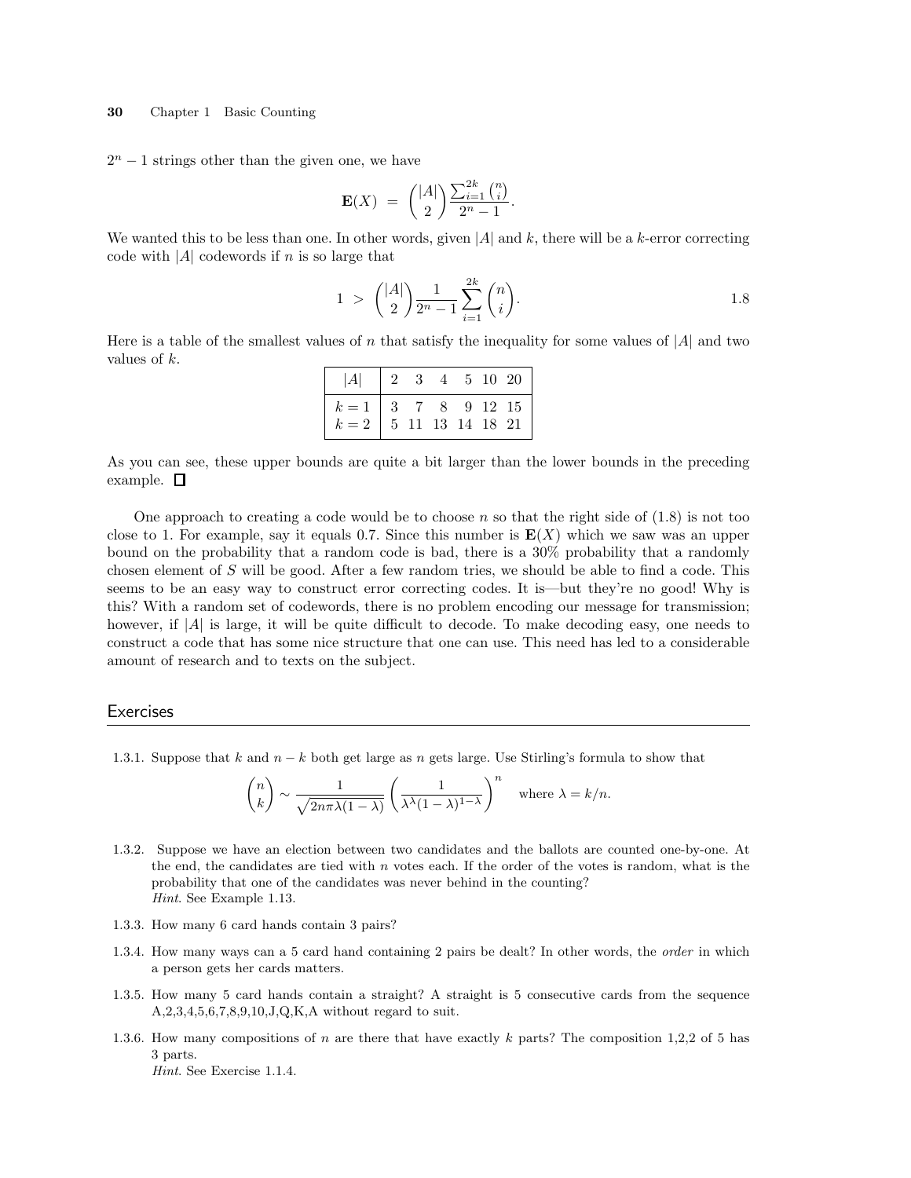$2^n - 1$ strings other than the given one, we have

$$\mathbf{E}(X) \;=\; \binom{|A|}{2} \frac{\sum_{i=1}^{2k} \binom{n}{i}}{2^n - 1}.$$

We wanted this to be less than one. In other words, given $|A|$ and $k$, there will be a $k$-error correcting code with $|A|$ codewords if $n$ is so large that

$$1 \;>\; \binom{|A|}{2} \frac{1}{2^n - 1} \sum_{i=1}^{2k} \binom{n}{i}. \tag{1.8}$$

Here is a table of the smallest values of $n$ that satisfy the inequality for some values of $|A|$ and two values of $k$.

| $\lvert A \rvert$ | 2 | 3 | 4 | 5 | 10 | 20 |
|---|---|---|---|---|---|---|
| $k=1$ | 3 | 7 | 8 | 9 | 12 | 15 |
| $k=2$ | 5 | 11 | 13 | 14 | 18 | 21 |

As you can see, these upper bounds are quite a bit larger than the lower bounds in the preceding example. □

One approach to creating a code would be to choose $n$ so that the right side of (1.8) is not too close to 1. For example, say it equals 0.7. Since this number is $\mathbf{E}(X)$ which we saw was an upper bound on the probability that a random code is bad, there is a 30% probability that a randomly chosen element of $S$ will be good. After a few random tries, we should be able to find a code. This seems to be an easy way to construct error correcting codes. It is—but they're no good! Why is this? With a random set of codewords, there is no problem encoding our message for transmission; however, if $|A|$ is large, it will be quite difficult to decode. To make decoding easy, one needs to construct a code that has some nice structure that one can use. This need has led to a considerable amount of research and to texts on the subject.

## Exercises

1.3.1. Suppose that $k$ and $n-k$ both get large as $n$ gets large. Use Stirling's formula to show that

$$\binom{n}{k} \sim \frac{1}{\sqrt{2n\pi\lambda(1-\lambda)}} \left(\frac{1}{\lambda^{\lambda}(1-\lambda)^{1-\lambda}}\right)^n \quad \text{where } \lambda = k/n.$$

1.3.2. Suppose we have an election between two candidates and the ballots are counted one-by-one. At the end, the candidates are tied with $n$ votes each. If the order of the votes is random, what is the probability that one of the candidates was never behind in the counting?
*Hint*. See Example 1.13.

1.3.3. How many 6 card hands contain 3 pairs?

1.3.4. How many ways can a 5 card hand containing 2 pairs be dealt? In other words, the *order* in which a person gets her cards matters.

1.3.5. How many 5 card hands contain a straight? A straight is 5 consecutive cards from the sequence A,2,3,4,5,6,7,8,9,10,J,Q,K,A without regard to suit.

1.3.6. How many compositions of $n$ are there that have exactly $k$ parts? The composition 1,2,2 of 5 has 3 parts.
*Hint*. See Exercise 1.1.4.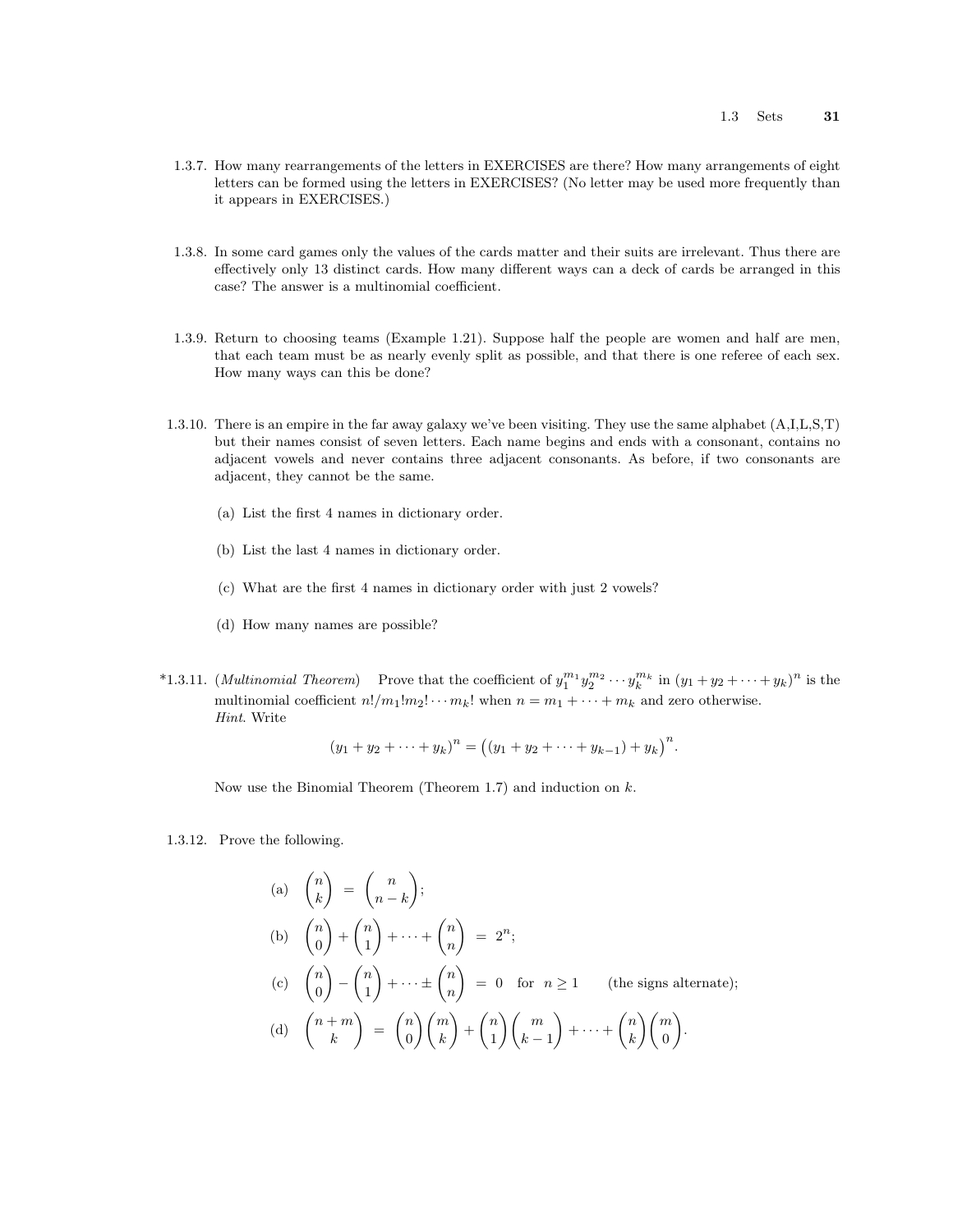1.3.7. How many rearrangements of the letters in EXERCISES are there? How many arrangements of eight letters can be formed using the letters in EXERCISES? (No letter may be used more frequently than it appears in EXERCISES.)

1.3.8. In some card games only the values of the cards matter and their suits are irrelevant. Thus there are effectively only 13 distinct cards. How many different ways can a deck of cards be arranged in this case? The answer is a multinomial coefficient.

1.3.9. Return to choosing teams (Example 1.21). Suppose half the people are women and half are men, that each team must be as nearly evenly split as possible, and that there is one referee of each sex. How many ways can this be done?

1.3.10. There is an empire in the far away galaxy we've been visiting. They use the same alphabet (A,I,L,S,T) but their names consist of seven letters. Each name begins and ends with a consonant, contains no adjacent vowels and never contains three adjacent consonants. As before, if two consonants are adjacent, they cannot be the same.

(a) List the first 4 names in dictionary order.

(b) List the last 4 names in dictionary order.

(c) What are the first 4 names in dictionary order with just 2 vowels?

(d) How many names are possible?

*1.3.11. (*Multinomial Theorem*) Prove that the coefficient of $y_1^{m_1} y_2^{m_2} \cdots y_k^{m_k}$ in $(y_1 + y_2 + \cdots + y_k)^n$ is the multinomial coefficient $n!/m_1!m_2! \cdots m_k!$ when $n = m_1 + \cdots + m_k$ and zero otherwise.
*Hint*. Write

$$(y_1 + y_2 + \cdots + y_k)^n = \big((y_1 + y_2 + \cdots + y_{k-1}) + y_k\big)^n.$$

Now use the Binomial Theorem (Theorem 1.7) and induction on $k$.

1.3.12. Prove the following.

(a) $\displaystyle \binom{n}{k} = \binom{n}{n-k}$;

(b) $\displaystyle \binom{n}{0} + \binom{n}{1} + \cdots + \binom{n}{n} = 2^n$;

(c) $\displaystyle \binom{n}{0} - \binom{n}{1} + \cdots \pm \binom{n}{n} = 0$ for $n \geq 1$ (the signs alternate);

(d) $\displaystyle \binom{n+m}{k} = \binom{n}{0}\binom{m}{k} + \binom{n}{1}\binom{m}{k-1} + \cdots + \binom{n}{k}\binom{m}{0}$.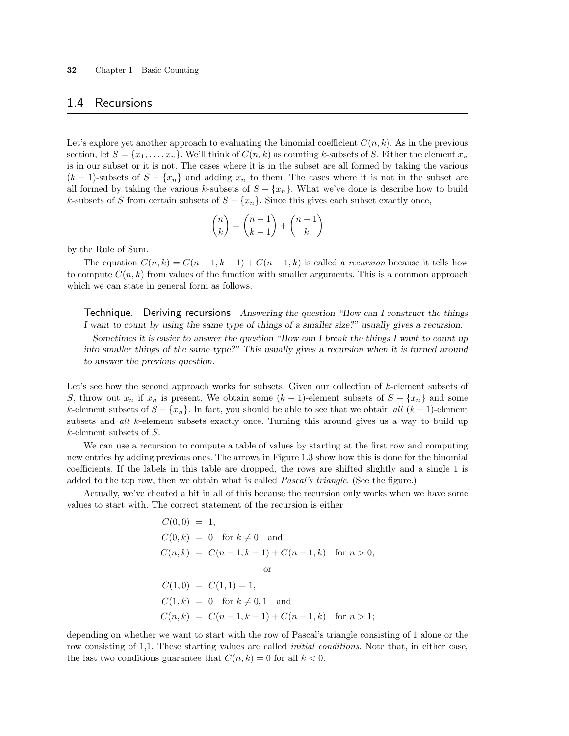## 1.4 Recursions

Let's explore yet another approach to evaluating the binomial coefficient $C(n, k)$. As in the previous section, let $S = \{x_1, \ldots, x_n\}$. We'll think of $C(n, k)$ as counting $k$-subsets of $S$. Either the element $x_n$ is in our subset or it is not. The cases where it is in the subset are all formed by taking the various $(k-1)$-subsets of $S - \{x_n\}$ and adding $x_n$ to them. The cases where it is not in the subset are all formed by taking the various $k$-subsets of $S - \{x_n\}$. What we've done is describe how to build $k$-subsets of $S$ from certain subsets of $S - \{x_n\}$. Since this gives each subset exactly once,

$$\binom{n}{k} = \binom{n-1}{k-1} + \binom{n-1}{k}$$

by the Rule of Sum.

The equation $C(n, k) = C(n-1, k-1) + C(n-1, k)$ is called a *recursion* because it tells how to compute $C(n, k)$ from values of the function with smaller arguments. This is a common approach which we can state in general form as follows.

> **Technique. Deriving recursions** *Answering the question "How can I construct the things I want to count by using the same type of things of a smaller size?" usually gives a recursion.*
>
> *Sometimes it is easier to answer the question "How can I break the things I want to count up into smaller things of the same type?" This usually gives a recursion when it is turned around to answer the previous question.*

Let's see how the second approach works for subsets. Given our collection of $k$-element subsets of $S$, throw out $x_n$ if $x_n$ is present. We obtain some $(k-1)$-element subsets of $S - \{x_n\}$ and some $k$-element subsets of $S - \{x_n\}$. In fact, you should be able to see that we obtain *all* $(k-1)$-element subsets and *all* $k$-element subsets exactly once. Turning this around gives us a way to build up $k$-element subsets of $S$.

We can use a recursion to compute a table of values by starting at the first row and computing new entries by adding previous ones. The arrows in Figure 1.3 show how this is done for the binomial coefficients. If the labels in this table are dropped, the rows are shifted slightly and a single 1 is added to the top row, then we obtain what is called *Pascal's triangle*. (See the figure.)

Actually, we've cheated a bit in all of this because the recursion only works when we have some values to start with. The correct statement of the recursion is either

$$
\begin{aligned}
C(0,0) &= 1, \\
C(0,k) &= 0 \quad \text{for } k \neq 0 \quad \text{and} \\
C(n,k) &= C(n-1,k-1) + C(n-1,k) \quad \text{for } n > 0;
\end{aligned}
$$

or

$$
\begin{aligned}
C(1,0) &= C(1,1) = 1, \\
C(1,k) &= 0 \quad \text{for } k \neq 0, 1 \quad \text{and} \\
C(n,k) &= C(n-1,k-1) + C(n-1,k) \quad \text{for } n > 1;
\end{aligned}
$$

depending on whether we want to start with the row of Pascal's triangle consisting of 1 alone or the row consisting of 1,1. These starting values are called *initial conditions*. Note that, in either case, the last two conditions guarantee that $C(n, k) = 0$ for all $k < 0$.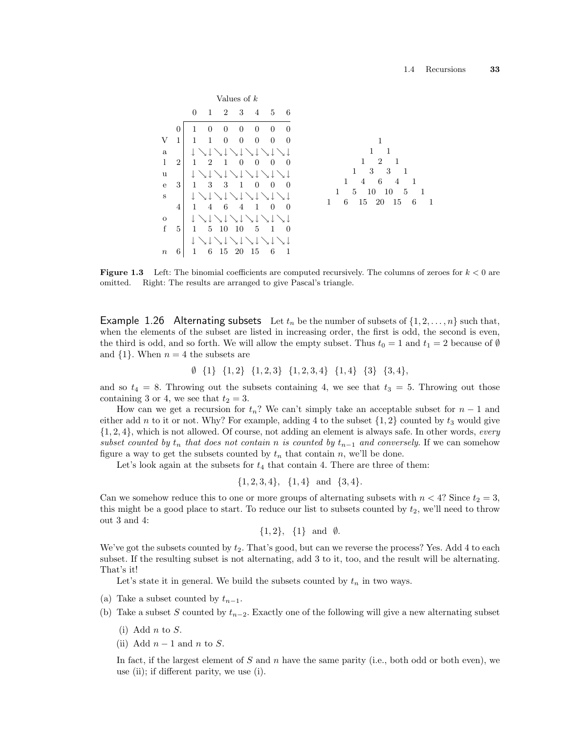| | Values of $k$ | | | | | | |
|---|---|---|---|---|---|---|---|
| | 0 | 1 | 2 | 3 | 4 | 5 | 6 |
| 0 | 1 | 0 | 0 | 0 | 0 | 0 | 0 |
| 1 | 1 | 1 | 0 | 0 | 0 | 0 | 0 |
| 2 | 1 | 2 | 1 | 0 | 0 | 0 | 0 |
| 3 | 1 | 3 | 3 | 1 | 0 | 0 | 0 |
| 4 | 1 | 4 | 6 | 4 | 1 | 0 | 0 |
| 5 | 1 | 5 | 10 | 10 | 5 | 1 | 0 |
| $n$ 6 | 1 | 6 | 15 | 20 | 15 | 6 | 1 |

(Rows are labeled "Values of $n$"; arrows ↓ and ↘ between rows indicate each entry is computed from the entries directly above and diagonally above-left.)

```
            1
          1   1
        1   2   1
      1   3   3   1
    1   4   6   4   1
  1   5  10  10   5   1
1   6  15  20  15   6   1
```

**Figure 1.3** Left: The binomial coefficients are computed recursively. The columns of zeroes for $k < 0$ are omitted. Right: The results are arranged to give Pascal's triangle.

**Example 1.26 Alternating subsets** Let $t_n$ be the number of subsets of $\{1, 2, \ldots, n\}$ such that, when the elements of the subset are listed in increasing order, the first is odd, the second is even, the third is odd, and so forth. We will allow the empty subset. Thus $t_0 = 1$ and $t_1 = 2$ because of $\emptyset$ and $\{1\}$. When $n = 4$ the subsets are

$$\emptyset \ \ \{1\} \ \ \{1,2\} \ \ \{1,2,3\} \ \ \{1,2,3,4\} \ \ \{1,4\} \ \ \{3\} \ \ \{3,4\},$$

and so $t_4 = 8$. Throwing out the subsets containing 4, we see that $t_3 = 5$. Throwing out those containing 3 or 4, we see that $t_2 = 3$.

How can we get a recursion for $t_n$? We can't simply take an acceptable subset for $n - 1$ and either add $n$ to it or not. Why? For example, adding 4 to the subset $\{1, 2\}$ counted by $t_3$ would give $\{1, 2, 4\}$, which is not allowed. Of course, not adding an element is always safe. In other words, *every subset counted by $t_n$ that does not contain $n$ is counted by $t_{n-1}$ and conversely*. If we can somehow figure a way to get the subsets counted by $t_n$ that contain $n$, we'll be done.

Let's look again at the subsets for $t_4$ that contain 4. There are three of them:

$$\{1,2,3,4\}, \quad \{1,4\} \quad \text{and} \quad \{3,4\}.$$

Can we somehow reduce this to one or more groups of alternating subsets with $n < 4$? Since $t_2 = 3$, this might be a good place to start. To reduce our list to subsets counted by $t_2$, we'll need to throw out 3 and 4:

$$\{1,2\}, \quad \{1\} \quad \text{and} \quad \emptyset.$$

We've got the subsets counted by $t_2$. That's good, but can we reverse the process? Yes. Add 4 to each subset. If the resulting subset is not alternating, add 3 to it, too, and the result will be alternating. That's it!

Let's state it in general. We build the subsets counted by $t_n$ in two ways.

(a) Take a subset counted by $t_{n-1}$.

(b) Take a subset $S$ counted by $t_{n-2}$. Exactly one of the following will give a new alternating subset

  (i) Add $n$ to $S$.

  (ii) Add $n - 1$ and $n$ to $S$.

  In fact, if the largest element of $S$ and $n$ have the same parity (i.e., both odd or both even), we use (ii); if different parity, we use (i).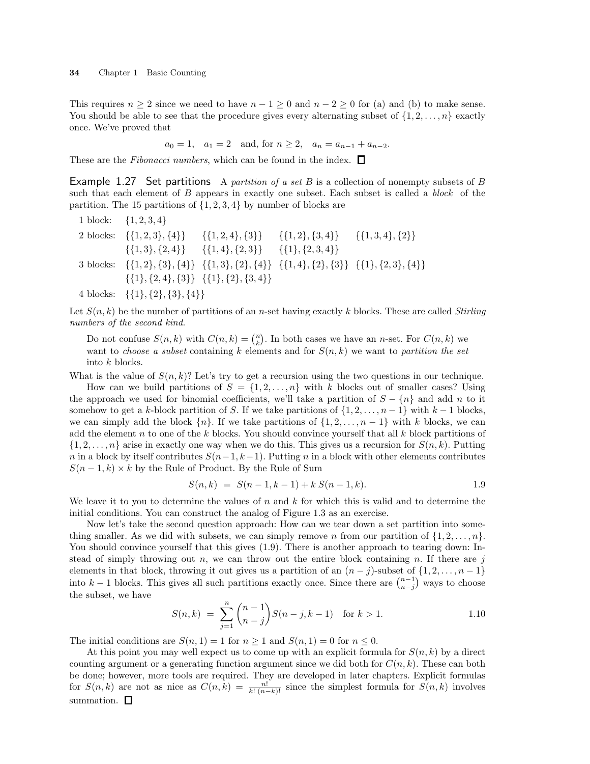This requires $n \geq 2$ since we need to have $n-1 \geq 0$ and $n-2 \geq 0$ for (a) and (b) to make sense. You should be able to see that the procedure gives every alternating subset of $\{1, 2, \ldots, n\}$ exactly once. We've proved that

$$a_0 = 1, \quad a_1 = 2 \quad \text{and, for } n \geq 2, \quad a_n = a_{n-1} + a_{n-2}.$$

These are the *Fibonacci numbers*, which can be found in the index. □

**Example 1.27 Set partitions** A *partition of a set* $B$ is a collection of nonempty subsets of $B$ such that each element of $B$ appears in exactly one subset. Each subset is called a *block* of the partition. The 15 partitions of $\{1, 2, 3, 4\}$ by number of blocks are

1 block: $\{1, 2, 3, 4\}$

2 blocks: $\{\{1, 2, 3\}, \{4\}\}$ $\{\{1, 2, 4\}, \{3\}\}$ $\{\{1, 2\}, \{3, 4\}\}$ $\{\{1, 3, 4\}, \{2\}\}$
$\{\{1, 3\}, \{2, 4\}\}$ $\{\{1, 4\}, \{2, 3\}\}$ $\{\{1\}, \{2, 3, 4\}\}$

3 blocks: $\{\{1, 2\}, \{3\}, \{4\}\}$ $\{\{1, 3\}, \{2\}, \{4\}\}$ $\{\{1, 4\}, \{2\}, \{3\}\}$ $\{\{1\}, \{2, 3\}, \{4\}\}$
$\{\{1\}, \{2, 4\}, \{3\}\}$ $\{\{1\}, \{2\}, \{3, 4\}\}$

4 blocks: $\{\{1\}, \{2\}, \{3\}, \{4\}\}$

Let $S(n, k)$ be the number of partitions of an $n$-set having exactly $k$ blocks. These are called *Stirling numbers of the second kind*.

> Do not confuse $S(n, k)$ with $C(n, k) = \binom{n}{k}$. In both cases we have an $n$-set. For $C(n, k)$ we want to *choose a subset* containing $k$ elements and for $S(n, k)$ we want to *partition the set* into $k$ blocks.

What is the value of $S(n, k)$? Let's try to get a recursion using the two questions in our technique.

How can we build partitions of $S = \{1, 2, \ldots, n\}$ with $k$ blocks out of smaller cases? Using the approach we used for binomial coefficients, we'll take a partition of $S - \{n\}$ and add $n$ to it somehow to get a $k$-block partition of $S$. If we take partitions of $\{1, 2, \ldots, n-1\}$ with $k-1$ blocks, we can simply add the block $\{n\}$. If we take partitions of $\{1, 2, \ldots, n-1\}$ with $k$ blocks, we can add the element $n$ to one of the $k$ blocks. You should convince yourself that all $k$ block partitions of $\{1, 2, \ldots, n\}$ arise in exactly one way when we do this. This gives us a recursion for $S(n, k)$. Putting $n$ in a block by itself contributes $S(n-1, k-1)$. Putting $n$ in a block with other elements contributes $S(n-1, k) \times k$ by the Rule of Product. By the Rule of Sum

$$S(n, k) \;=\; S(n-1, k-1) + k\, S(n-1, k). \qquad 1.9$$

We leave it to you to determine the values of $n$ and $k$ for which this is valid and to determine the initial conditions. You can construct the analog of Figure 1.3 as an exercise.

Now let's take the second question approach: How can we tear down a set partition into something smaller. As we did with subsets, we can simply remove $n$ from our partition of $\{1, 2, \ldots, n\}$. You should convince yourself that this gives (1.9). There is another approach to tearing down: Instead of simply throwing out $n$, we can throw out the entire block containing $n$. If there are $j$ elements in that block, throwing it out gives us a partition of an $(n-j)$-subset of $\{1, 2, \ldots, n-1\}$ into $k-1$ blocks. This gives all such partitions exactly once. Since there are $\binom{n-1}{n-j}$ ways to choose the subset, we have

$$S(n, k) \;=\; \sum_{j=1}^{n} \binom{n-1}{n-j} S(n-j, k-1) \quad \text{for } k > 1. \qquad 1.10$$

The initial conditions are $S(n, 1) = 1$ for $n \geq 1$ and $S(n, 1) = 0$ for $n \leq 0$.

At this point you may well expect us to come up with an explicit formula for $S(n, k)$ by a direct counting argument or a generating function argument since we did both for $C(n, k)$. These can both be done; however, more tools are required. They are developed in later chapters. Explicit formulas for $S(n, k)$ are not as nice as $C(n, k) = \frac{n!}{k!\,(n-k)!}$ since the simplest formula for $S(n, k)$ involves summation. □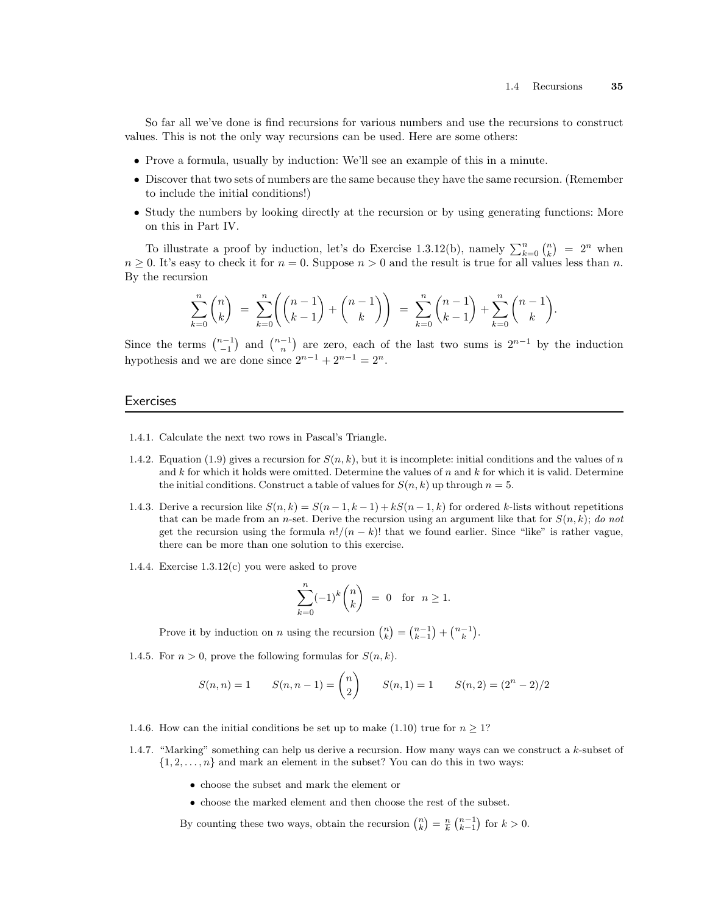So far all we've done is find recursions for various numbers and use the recursions to construct values. This is not the only way recursions can be used. Here are some others:

- Prove a formula, usually by induction: We'll see an example of this in a minute.
- Discover that two sets of numbers are the same because they have the same recursion. (Remember to include the initial conditions!)
- Study the numbers by looking directly at the recursion or by using generating functions: More on this in Part IV.

To illustrate a proof by induction, let's do Exercise 1.3.12(b), namely $\sum_{k=0}^{n}\binom{n}{k} = 2^n$ when $n \ge 0$. It's easy to check it for $n = 0$. Suppose $n > 0$ and the result is true for all values less than $n$. By the recursion

$$\sum_{k=0}^{n}\binom{n}{k} = \sum_{k=0}^{n}\left(\binom{n-1}{k-1} + \binom{n-1}{k}\right) = \sum_{k=0}^{n}\binom{n-1}{k-1} + \sum_{k=0}^{n}\binom{n-1}{k}.$$

Since the terms $\binom{n-1}{-1}$ and $\binom{n-1}{n}$ are zero, each of the last two sums is $2^{n-1}$ by the induction hypothesis and we are done since $2^{n-1} + 2^{n-1} = 2^n$.

## Exercises

1.4.1. Calculate the next two rows in Pascal's Triangle.

1.4.2. Equation (1.9) gives a recursion for $S(n,k)$, but it is incomplete: initial conditions and the values of $n$ and $k$ for which it holds were omitted. Determine the values of $n$ and $k$ for which it is valid. Determine the initial conditions. Construct a table of values for $S(n,k)$ up through $n = 5$.

1.4.3. Derive a recursion like $S(n,k) = S(n-1,k-1) + kS(n-1,k)$ for ordered $k$-lists without repetitions that can be made from an $n$-set. Derive the recursion using an argument like that for $S(n,k)$; *do not* get the recursion using the formula $n!/(n-k)!$ that we found earlier. Since "like" is rather vague, there can be more than one solution to this exercise.

1.4.4. Exercise 1.3.12(c) you were asked to prove

$$\sum_{k=0}^{n}(-1)^k\binom{n}{k} = 0 \quad \text{for } n \ge 1.$$

Prove it by induction on $n$ using the recursion $\binom{n}{k} = \binom{n-1}{k-1} + \binom{n-1}{k}$.

1.4.5. For $n > 0$, prove the following formulas for $S(n,k)$.

$$S(n,n) = 1 \qquad S(n,n-1) = \binom{n}{2} \qquad S(n,1) = 1 \qquad S(n,2) = (2^n - 2)/2$$

1.4.6. How can the initial conditions be set up to make (1.10) true for $n \ge 1$?

1.4.7. "Marking" something can help us derive a recursion. How many ways can we construct a $k$-subset of $\{1, 2, \ldots, n\}$ and mark an element in the subset? You can do this in two ways:

- choose the subset and mark the element or
- choose the marked element and then choose the rest of the subset.

By counting these two ways, obtain the recursion $\binom{n}{k} = \frac{n}{k}\binom{n-1}{k-1}$ for $k > 0$.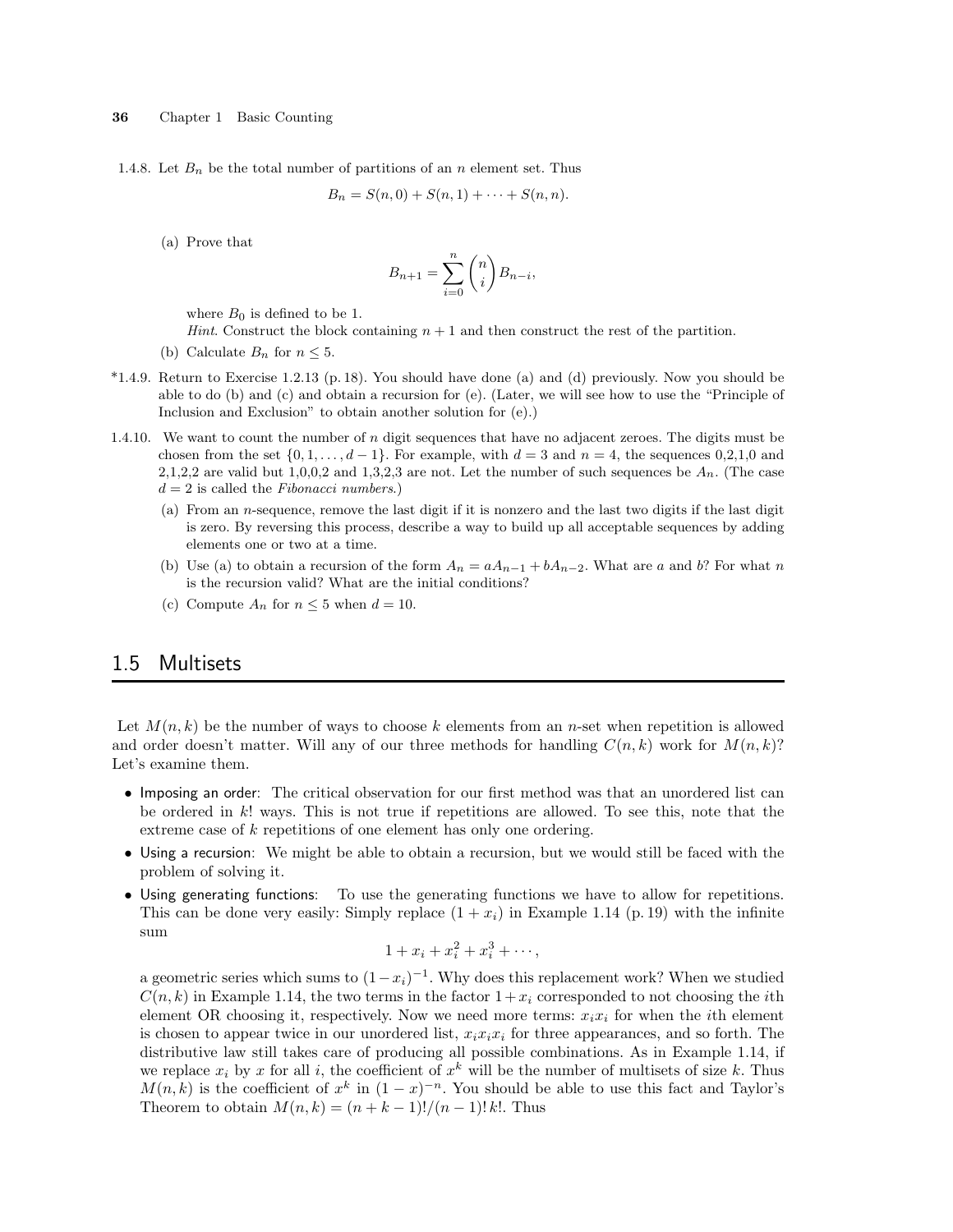1.4.8. Let $B_n$ be the total number of partitions of an $n$ element set. Thus

$$B_n = S(n,0) + S(n,1) + \cdots + S(n,n).$$

(a) Prove that

$$B_{n+1} = \sum_{i=0}^{n} \binom{n}{i} B_{n-i},$$

where $B_0$ is defined to be 1.
*Hint*. Construct the block containing $n+1$ and then construct the rest of the partition.

(b) Calculate $B_n$ for $n \le 5$.

*1.4.9. Return to Exercise 1.2.13 (p. 18). You should have done (a) and (d) previously. Now you should be able to do (b) and (c) and obtain a recursion for (e). (Later, we will see how to use the "Principle of Inclusion and Exclusion" to obtain another solution for (e).)

1.4.10. We want to count the number of $n$ digit sequences that have no adjacent zeroes. The digits must be chosen from the set $\{0, 1, \ldots, d-1\}$. For example, with $d = 3$ and $n = 4$, the sequences 0,2,1,0 and 2,1,2,2 are valid but 1,0,0,2 and 1,3,2,3 are not. Let the number of such sequences be $A_n$. (The case $d = 2$ is called the *Fibonacci numbers*.)

(a) From an $n$-sequence, remove the last digit if it is nonzero and the last two digits if the last digit is zero. By reversing this process, describe a way to build up all acceptable sequences by adding elements one or two at a time.

(b) Use (a) to obtain a recursion of the form $A_n = aA_{n-1} + bA_{n-2}$. What are $a$ and $b$? For what $n$ is the recursion valid? What are the initial conditions?

(c) Compute $A_n$ for $n \le 5$ when $d = 10$.

## 1.5 Multisets

Let $M(n,k)$ be the number of ways to choose $k$ elements from an $n$-set when repetition is allowed and order doesn't matter. Will any of our three methods for handling $C(n,k)$ work for $M(n,k)$? Let's examine them.

- Imposing an order: The critical observation for our first method was that an unordered list can be ordered in $k!$ ways. This is not true if repetitions are allowed. To see this, note that the extreme case of $k$ repetitions of one element has only one ordering.
- Using a recursion: We might be able to obtain a recursion, but we would still be faced with the problem of solving it.
- Using generating functions: To use the generating functions we have to allow for repetitions. This can be done very easily: Simply replace $(1 + x_i)$ in Example 1.14 (p. 19) with the infinite sum

$$1 + x_i + x_i^2 + x_i^3 + \cdots,$$

a geometric series which sums to $(1 - x_i)^{-1}$. Why does this replacement work? When we studied $C(n,k)$ in Example 1.14, the two terms in the factor $1 + x_i$ corresponded to not choosing the $i$th element OR choosing it, respectively. Now we need more terms: $x_i x_i$ for when the $i$th element is chosen to appear twice in our unordered list, $x_i x_i x_i$ for three appearances, and so forth. The distributive law still takes care of producing all possible combinations. As in Example 1.14, if we replace $x_i$ by $x$ for all $i$, the coefficient of $x^k$ will be the number of multisets of size $k$. Thus $M(n,k)$ is the coefficient of $x^k$ in $(1 - x)^{-n}$. You should be able to use this fact and Taylor's Theorem to obtain $M(n,k) = (n + k - 1)!/(n-1)!\,k!$. Thus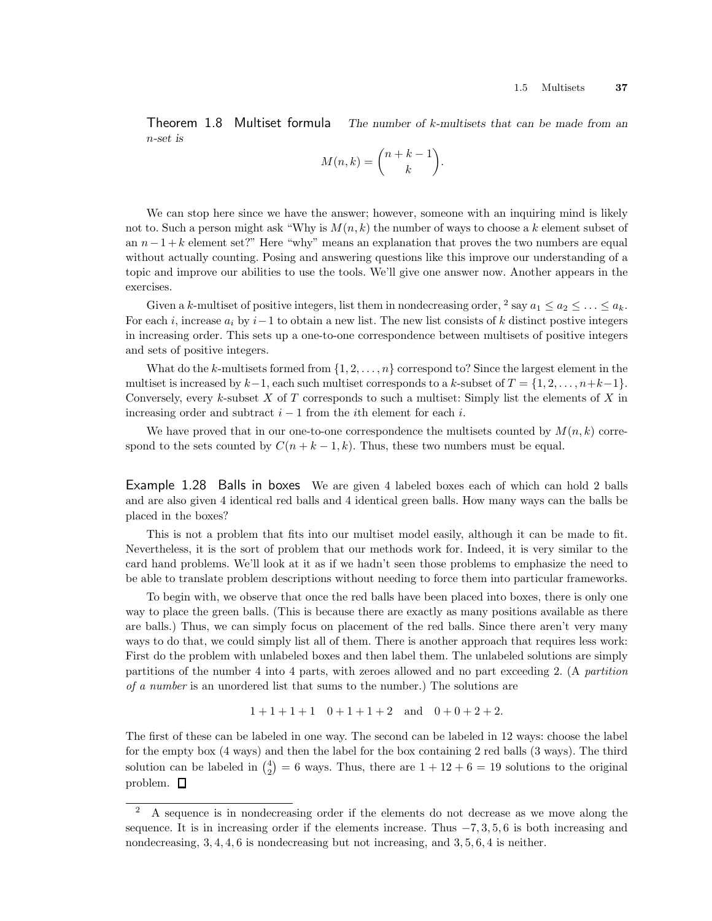**Theorem 1.8 Multiset formula** *The number of k-multisets that can be made from an n-set is*

$$M(n,k) = \binom{n+k-1}{k}.$$

We can stop here since we have the answer; however, someone with an inquiring mind is likely not to. Such a person might ask "Why is $M(n,k)$ the number of ways to choose a $k$ element subset of an $n-1+k$ element set?" Here "why" means an explanation that proves the two numbers are equal without actually counting. Posing and answering questions like this improve our understanding of a topic and improve our abilities to use the tools. We'll give one answer now. Another appears in the exercises.

Given a $k$-multiset of positive integers, list them in nondecreasing order,[2] say $a_1 \le a_2 \le \ldots \le a_k$. For each $i$, increase $a_i$ by $i-1$ to obtain a new list. The new list consists of $k$ distinct postive integers in increasing order. This sets up a one-to-one correspondence between multisets of positive integers and sets of positive integers.

What do the $k$-multisets formed from $\{1, 2, \ldots, n\}$ correspond to? Since the largest element in the multiset is increased by $k-1$, each such multiset corresponds to a $k$-subset of $T = \{1, 2, \ldots, n+k-1\}$. Conversely, every $k$-subset $X$ of $T$ corresponds to such a multiset: Simply list the elements of $X$ in increasing order and subtract $i-1$ from the $i$th element for each $i$.

We have proved that in our one-to-one correspondence the multisets counted by $M(n,k)$ correspond to the sets counted by $C(n+k-1,k)$. Thus, these two numbers must be equal.

**Example 1.28 Balls in boxes** We are given 4 labeled boxes each of which can hold 2 balls and are also given 4 identical red balls and 4 identical green balls. How many ways can the balls be placed in the boxes?

This is not a problem that fits into our multiset model easily, although it can be made to fit. Nevertheless, it is the sort of problem that our methods work for. Indeed, it is very similar to the card hand problems. We'll look at it as if we hadn't seen those problems to emphasize the need to be able to translate problem descriptions without needing to force them into particular frameworks.

To begin with, we observe that once the red balls have been placed into boxes, there is only one way to place the green balls. (This is because there are exactly as many positions available as there are balls.) Thus, we can simply focus on placement of the red balls. Since there aren't very many ways to do that, we could simply list all of them. There is another approach that requires less work: First do the problem with unlabeled boxes and then label them. The unlabeled solutions are simply partitions of the number 4 into 4 parts, with zeroes allowed and no part exceeding 2. (A *partition of a number* is an unordered list that sums to the number.) The solutions are

$$1+1+1+1 \quad 0+1+1+2 \quad \text{and} \quad 0+0+2+2.$$

The first of these can be labeled in one way. The second can be labeled in 12 ways: choose the label for the empty box (4 ways) and then the label for the box containing 2 red balls (3 ways). The third solution can be labeled in $\binom{4}{2} = 6$ ways. Thus, there are $1 + 12 + 6 = 19$ solutions to the original problem. □

---

[2] A sequence is in nondecreasing order if the elements do not decrease as we move along the sequence. It is in increasing order if the elements increase. Thus $-7, 3, 5, 6$ is both increasing and nondecreasing, $3, 4, 4, 6$ is nondecreasing but not increasing, and $3, 5, 6, 4$ is neither.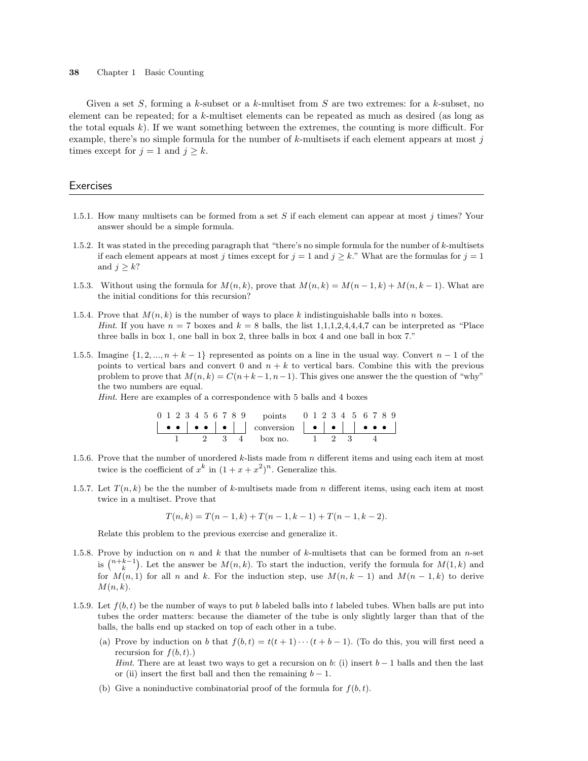Given a set $S$, forming a $k$-subset or a $k$-multiset from $S$ are two extremes: for a $k$-subset, no element can be repeated; for a $k$-multiset elements can be repeated as much as desired (as long as the total equals $k$). If we want something between the extremes, the counting is more difficult. For example, there's no simple formula for the number of $k$-multisets if each element appears at most $j$ times except for $j = 1$ and $j \geq k$.

## Exercises

1.5.1. How many multisets can be formed from a set $S$ if each element can appear at most $j$ times? Your answer should be a simple formula.

1.5.2. It was stated in the preceding paragraph that "there's no simple formula for the number of $k$-multisets if each element appears at most $j$ times except for $j = 1$ and $j \geq k$." What are the formulas for $j = 1$ and $j \geq k$?

1.5.3. Without using the formula for $M(n, k)$, prove that $M(n, k) = M(n-1, k) + M(n, k-1)$. What are the initial conditions for this recursion?

1.5.4. Prove that $M(n, k)$ is the number of ways to place $k$ indistinguishable balls into $n$ boxes.
*Hint.* If you have $n = 7$ boxes and $k = 8$ balls, the list 1,1,1,2,4,4,4,7 can be interpreted as "Place three balls in box 1, one ball in box 2, three balls in box 4 and one ball in box 7."

1.5.5. Imagine $\{1, 2, ..., n + k - 1\}$ represented as points on a line in the usual way. Convert $n - 1$ of the points to vertical bars and convert 0 and $n + k$ to vertical bars. Combine this with the previous problem to prove that $M(n, k) = C(n+k-1, n-1)$. This gives one answer the the question of "why" the two numbers are equal.
*Hint.* Here are examples of a correspondence with 5 balls and 4 boxes

```
0 1 2 3 4 5 6 7 8 9     points      0 1 2 3 4 5 6 7 8 9
| • • | • • | • | |   conversion    | • | • | | • • • |
   1      2    3  4     box no.       1   2  3     4
```

1.5.6. Prove that the number of unordered $k$-lists made from $n$ different items and using each item at most twice is the coefficient of $x^k$ in $(1 + x + x^2)^n$. Generalize this.

1.5.7. Let $T(n, k)$ be the the number of $k$-multisets made from $n$ different items, using each item at most twice in a multiset. Prove that

$$T(n, k) = T(n-1, k) + T(n-1, k-1) + T(n-1, k-2).$$

Relate this problem to the previous exercise and generalize it.

1.5.8. Prove by induction on $n$ and $k$ that the number of $k$-multisets that can be formed from an $n$-set is $\binom{n+k-1}{k}$. Let the answer be $M(n, k)$. To start the induction, verify the formula for $M(1, k)$ and for $M(n, 1)$ for all $n$ and $k$. For the induction step, use $M(n, k-1)$ and $M(n-1, k)$ to derive $M(n, k)$.

1.5.9. Let $f(b, t)$ be the number of ways to put $b$ labeled balls into $t$ labeled tubes. When balls are put into tubes the order matters: because the diameter of the tube is only slightly larger than that of the balls, the balls end up stacked on top of each other in a tube.

(a) Prove by induction on $b$ that $f(b, t) = t(t + 1) \cdots (t + b - 1)$. (To do this, you will first need a recursion for $f(b, t)$.)
*Hint.* There are at least two ways to get a recursion on $b$: (i) insert $b - 1$ balls and then the last or (ii) insert the first ball and then the remaining $b - 1$.

(b) Give a noninductive combinatorial proof of the formula for $f(b, t)$.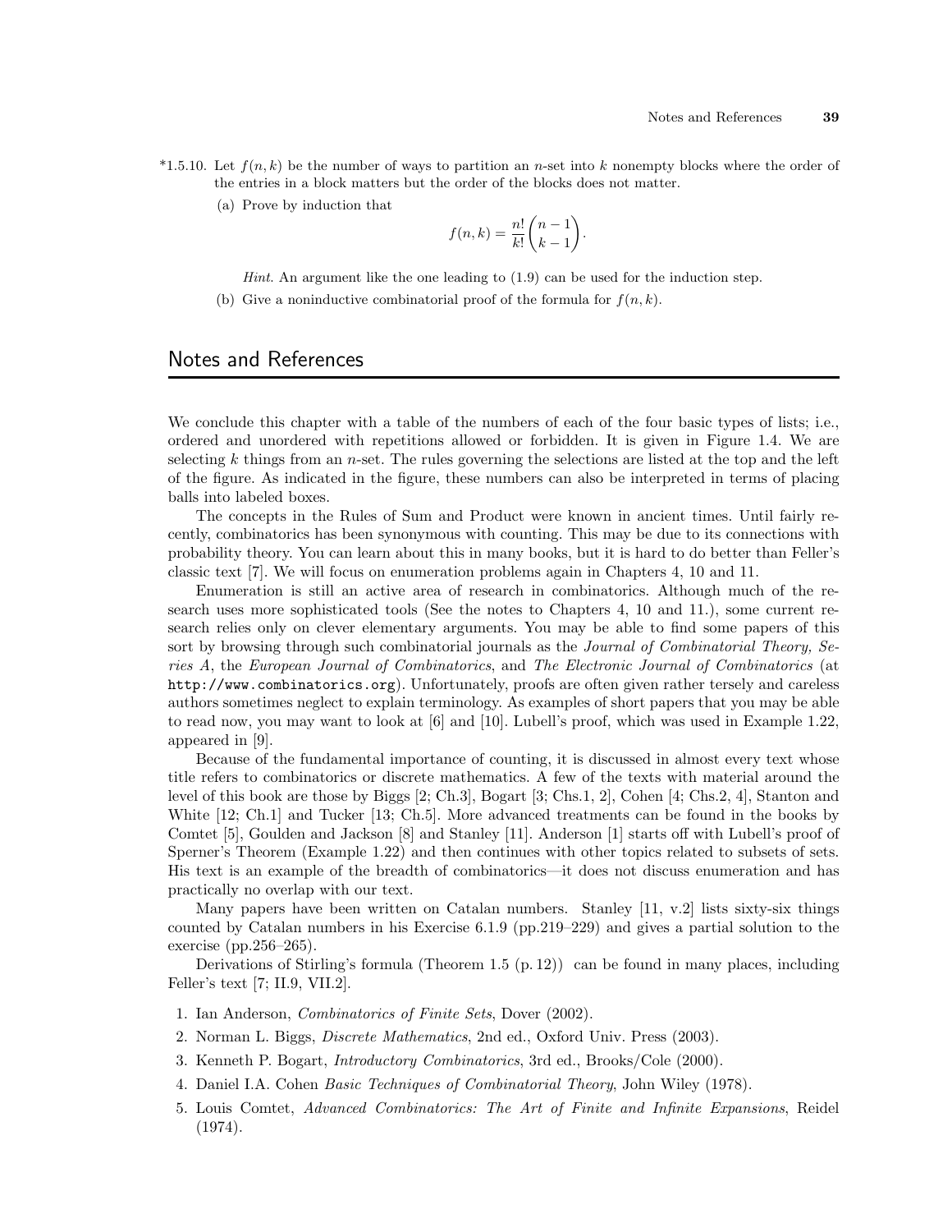*1.5.10. Let $f(n,k)$ be the number of ways to partition an $n$-set into $k$ nonempty blocks where the order of the entries in a block matters but the order of the blocks does not matter.

(a) Prove by induction that

$$f(n,k) = \frac{n!}{k!}\binom{n-1}{k-1}.$$

*Hint*. An argument like the one leading to (1.9) can be used for the induction step.

(b) Give a noninductive combinatorial proof of the formula for $f(n,k)$.

## Notes and References

We conclude this chapter with a table of the numbers of each of the four basic types of lists; i.e., ordered and unordered with repetitions allowed or forbidden. It is given in Figure 1.4. We are selecting $k$ things from an $n$-set. The rules governing the selections are listed at the top and the left of the figure. As indicated in the figure, these numbers can also be interpreted in terms of placing balls into labeled boxes.

The concepts in the Rules of Sum and Product were known in ancient times. Until fairly recently, combinatorics has been synonymous with counting. This may be due to its connections with probability theory. You can learn about this in many books, but it is hard to do better than Feller's classic text [7]. We will focus on enumeration problems again in Chapters 4, 10 and 11.

Enumeration is still an active area of research in combinatorics. Although much of the research uses more sophisticated tools (See the notes to Chapters 4, 10 and 11.), some current research relies only on clever elementary arguments. You may be able to find some papers of this sort by browsing through such combinatorial journals as the *Journal of Combinatorial Theory, Series A*, the *European Journal of Combinatorics*, and *The Electronic Journal of Combinatorics* (at `http://www.combinatorics.org`). Unfortunately, proofs are often given rather tersely and careless authors sometimes neglect to explain terminology. As examples of short papers that you may be able to read now, you may want to look at [6] and [10]. Lubell's proof, which was used in Example 1.22, appeared in [9].

Because of the fundamental importance of counting, it is discussed in almost every text whose title refers to combinatorics or discrete mathematics. A few of the texts with material around the level of this book are those by Biggs [2; Ch.3], Bogart [3; Chs.1, 2], Cohen [4; Chs.2, 4], Stanton and White [12; Ch.1] and Tucker [13; Ch.5]. More advanced treatments can be found in the books by Comtet [5], Goulden and Jackson [8] and Stanley [11]. Anderson [1] starts off with Lubell's proof of Sperner's Theorem (Example 1.22) and then continues with other topics related to subsets of sets. His text is an example of the breadth of combinatorics—it does not discuss enumeration and has practically no overlap with our text.

Many papers have been written on Catalan numbers. Stanley [11, v.2] lists sixty-six things counted by Catalan numbers in his Exercise 6.1.9 (pp.219–229) and gives a partial solution to the exercise (pp.256–265).

Derivations of Stirling's formula (Theorem 1.5 (p. 12)) can be found in many places, including Feller's text [7; II.9, VII.2].

1. Ian Anderson, *Combinatorics of Finite Sets*, Dover (2002).
2. Norman L. Biggs, *Discrete Mathematics*, 2nd ed., Oxford Univ. Press (2003).
3. Kenneth P. Bogart, *Introductory Combinatorics*, 3rd ed., Brooks/Cole (2000).
4. Daniel I.A. Cohen *Basic Techniques of Combinatorial Theory*, John Wiley (1978).
5. Louis Comtet, *Advanced Combinatorics: The Art of Finite and Infinite Expansions*, Reidel (1974).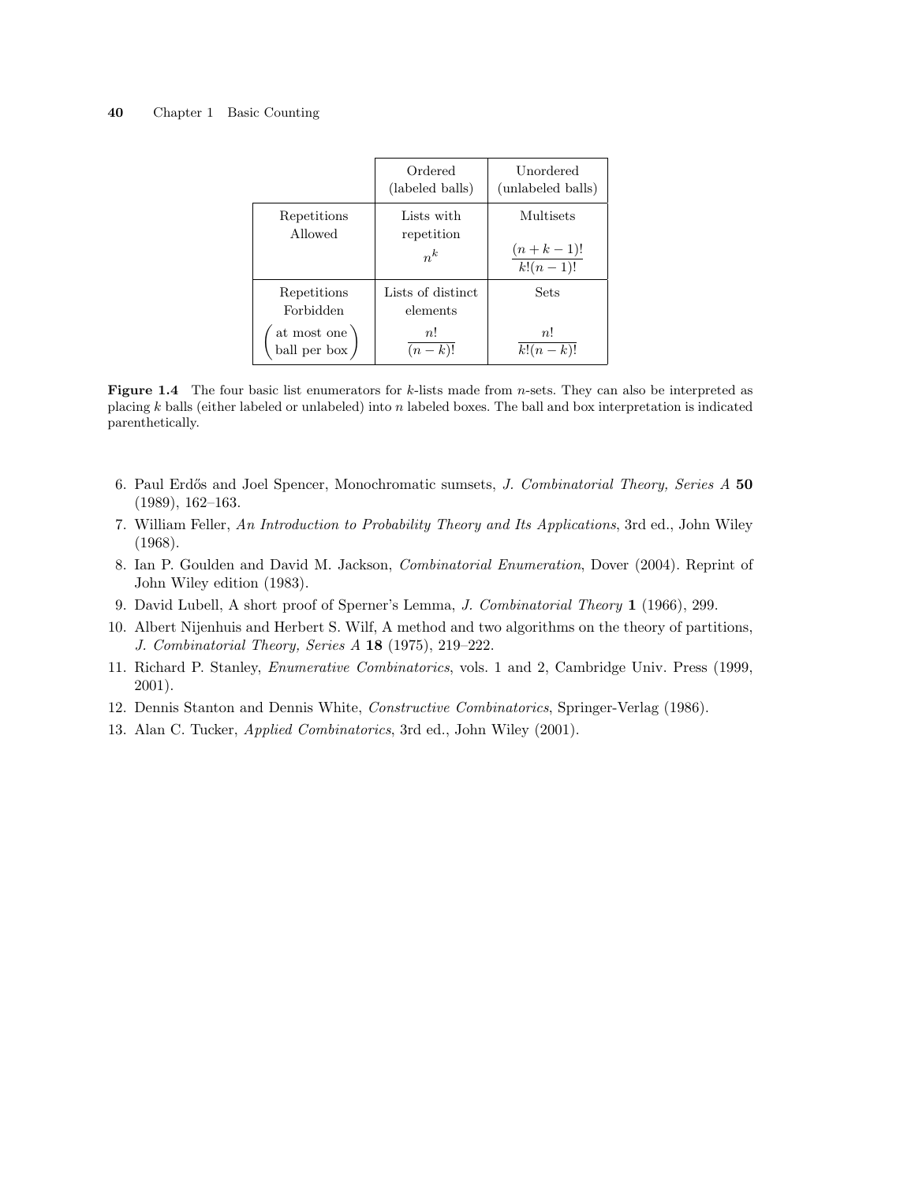| | Ordered (labeled balls) | Unordered (unlabeled balls) |
|---|---|---|
| Repetitions Allowed | Lists with repetition $n^k$ | Multisets $\frac{(n+k-1)!}{k!(n-1)!}$ |
| Repetitions Forbidden (at most one ball per box) | Lists of distinct elements $\frac{n!}{(n-k)!}$ | Sets $\frac{n!}{k!(n-k)!}$ |

**Figure 1.4** The four basic list enumerators for $k$-lists made from $n$-sets. They can also be interpreted as placing $k$ balls (either labeled or unlabeled) into $n$ labeled boxes. The ball and box interpretation is indicated parenthetically.

6. Paul Erdős and Joel Spencer, Monochromatic sumsets, *J. Combinatorial Theory, Series A* **50** (1989), 162–163.
7. William Feller, *An Introduction to Probability Theory and Its Applications*, 3rd ed., John Wiley (1968).
8. Ian P. Goulden and David M. Jackson, *Combinatorial Enumeration*, Dover (2004). Reprint of John Wiley edition (1983).
9. David Lubell, A short proof of Sperner's Lemma, *J. Combinatorial Theory* **1** (1966), 299.
10. Albert Nijenhuis and Herbert S. Wilf, A method and two algorithms on the theory of partitions, *J. Combinatorial Theory, Series A* **18** (1975), 219–222.
11. Richard P. Stanley, *Enumerative Combinatorics*, vols. 1 and 2, Cambridge Univ. Press (1999, 2001).
12. Dennis Stanton and Dennis White, *Constructive Combinatorics*, Springer-Verlag (1986).
13. Alan C. Tucker, *Applied Combinatorics*, 3rd ed., John Wiley (2001).